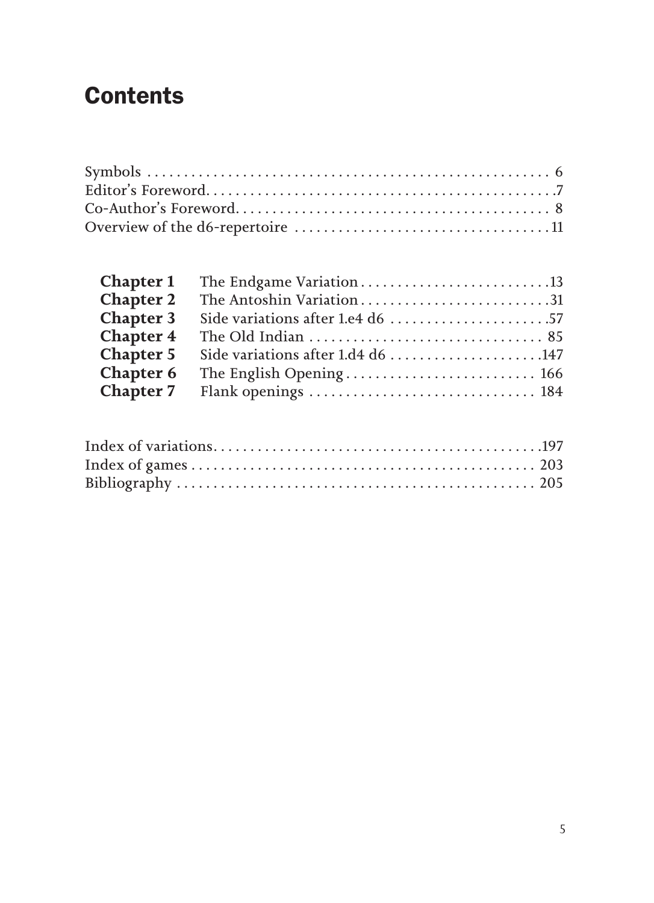# Contents

Symbols . . . . . . . . . . . . . . . . . . . . . . . . . . . . . . . . . . . . . . . . . . . . . . . . . . . 6
Editor's Foreword. . . . . . . . . . . . . . . . . . . . . . . . . . . . . . . . . . . . . . . . . . . . . . .7
Co-Author's Foreword. . . . . . . . . . . . . . . . . . . . . . . . . . . . . . . . . . . . . . . . . . . 8
Overview of the d6-repertoire . . . . . . . . . . . . . . . . . . . . . . . . . . . . . . . . . . . .11

**Chapter 1** The Endgame Variation . . . . . . . . . . . . . . . . . . . . . . . . . .13
**Chapter 2** The Antoshin Variation . . . . . . . . . . . . . . . . . . . . . . . . . .31
**Chapter 3** Side variations after 1.e4 d6 . . . . . . . . . . . . . . . . . . . . . .57
**Chapter 4** The Old Indian . . . . . . . . . . . . . . . . . . . . . . . . . . . . . . . . 85
**Chapter 5** Side variations after 1.d4 d6 . . . . . . . . . . . . . . . . . . . . .147
**Chapter 6** The English Opening . . . . . . . . . . . . . . . . . . . . . . . . . . 166
**Chapter 7** Flank openings . . . . . . . . . . . . . . . . . . . . . . . . . . . . . . . 184

Index of variations. . . . . . . . . . . . . . . . . . . . . . . . . . . . . . . . . . . . . . . . . . . .197
Index of games . . . . . . . . . . . . . . . . . . . . . . . . . . . . . . . . . . . . . . . . . . . . . 203
Bibliography . . . . . . . . . . . . . . . . . . . . . . . . . . . . . . . . . . . . . . . . . . . . . . . 205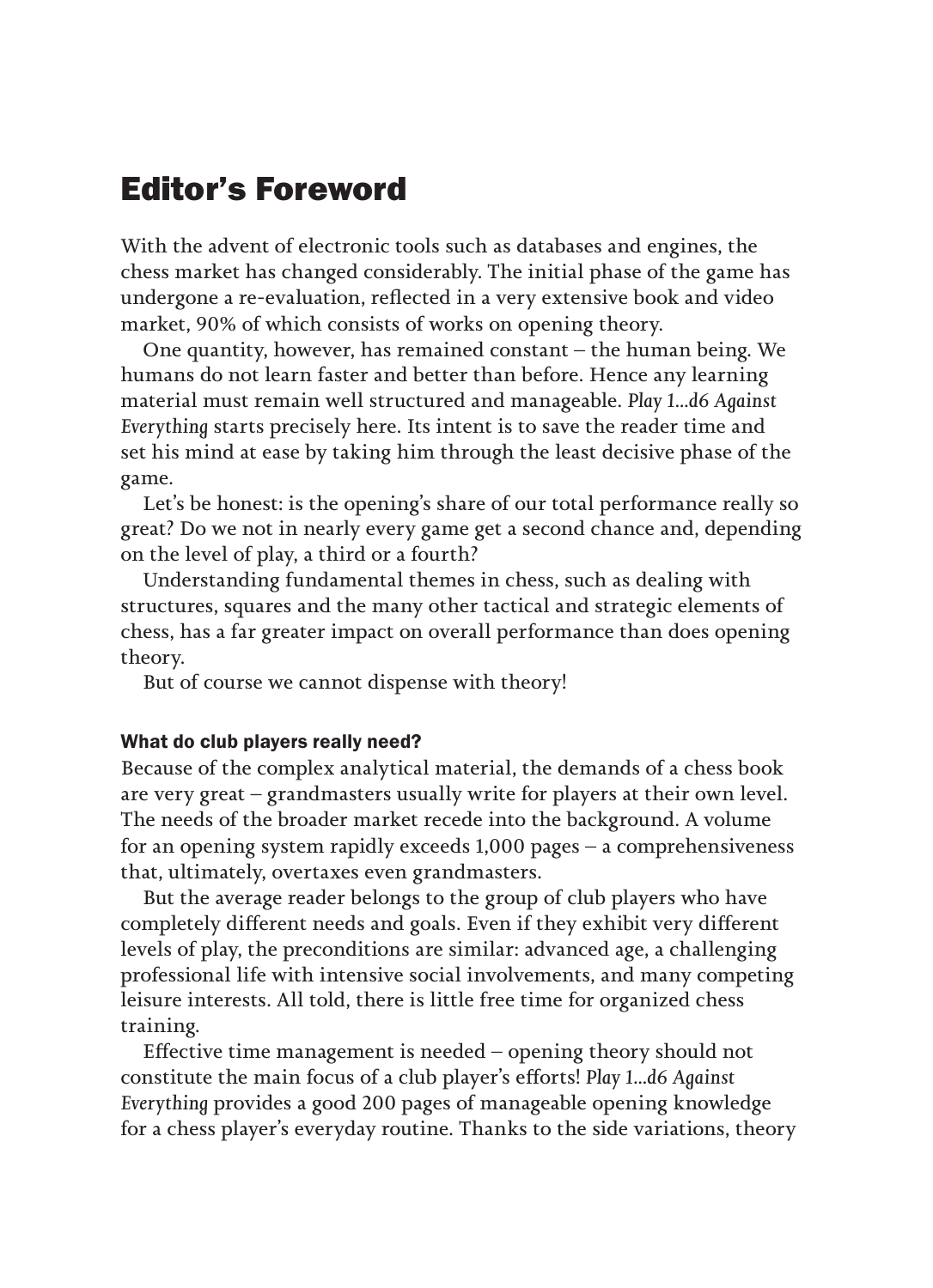# Editor's Foreword

With the advent of electronic tools such as databases and engines, the chess market has changed considerably. The initial phase of the game has undergone a re-evaluation, reflected in a very extensive book and video market, 90% of which consists of works on opening theory.

One quantity, however, has remained constant – the human being. We humans do not learn faster and better than before. Hence any learning material must remain well structured and manageable. *Play 1...d6 Against Everything* starts precisely here. Its intent is to save the reader time and set his mind at ease by taking him through the least decisive phase of the game.

Let's be honest: is the opening's share of our total performance really so great? Do we not in nearly every game get a second chance and, depending on the level of play, a third or a fourth?

Understanding fundamental themes in chess, such as dealing with structures, squares and the many other tactical and strategic elements of chess, has a far greater impact on overall performance than does opening theory.

But of course we cannot dispense with theory!

### What do club players really need?

Because of the complex analytical material, the demands of a chess book are very great – grandmasters usually write for players at their own level. The needs of the broader market recede into the background. A volume for an opening system rapidly exceeds 1,000 pages – a comprehensiveness that, ultimately, overtaxes even grandmasters.

But the average reader belongs to the group of club players who have completely different needs and goals. Even if they exhibit very different levels of play, the preconditions are similar: advanced age, a challenging professional life with intensive social involvements, and many competing leisure interests. All told, there is little free time for organized chess training.

Effective time management is needed – opening theory should not constitute the main focus of a club player's efforts! *Play 1...d6 Against Everything* provides a good 200 pages of manageable opening knowledge for a chess player's everyday routine. Thanks to the side variations, theory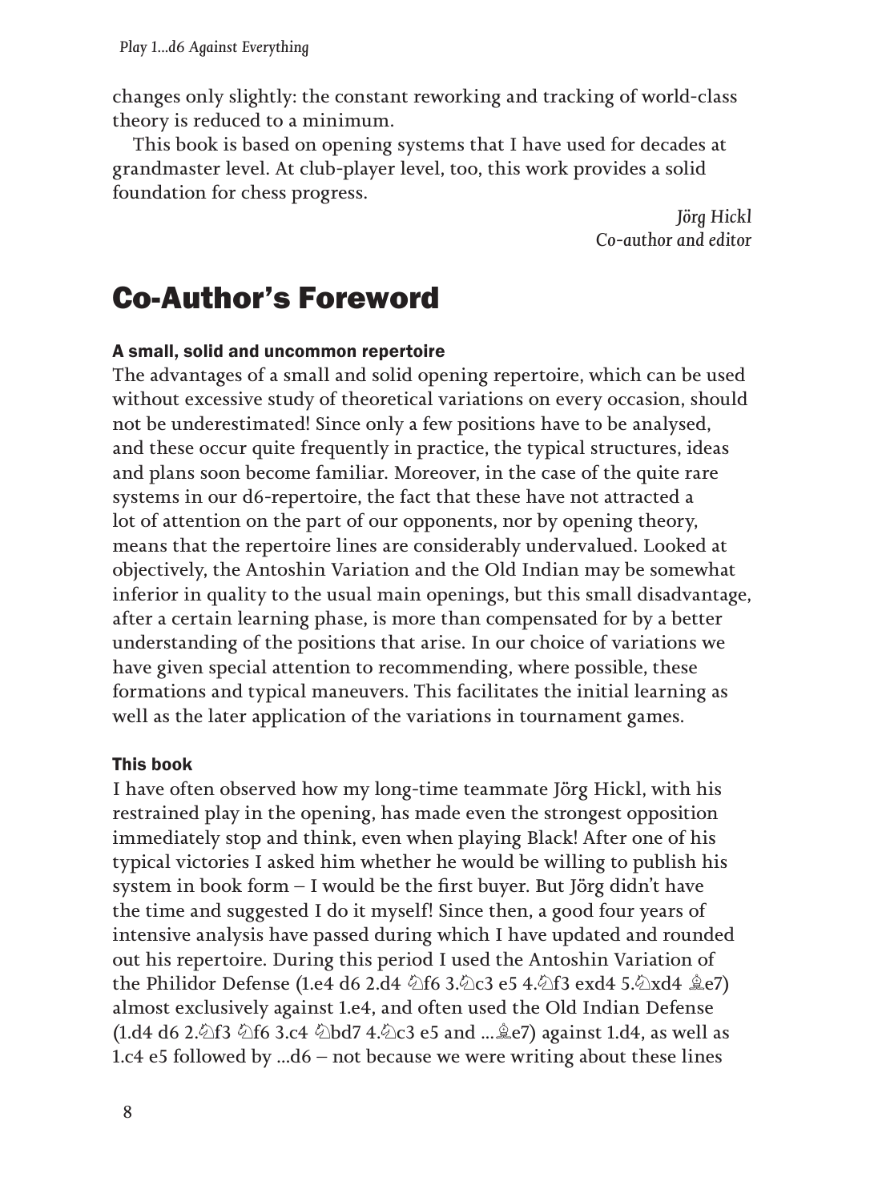changes only slightly: the constant reworking and tracking of world-class theory is reduced to a minimum.

This book is based on opening systems that I have used for decades at grandmaster level. At club-player level, too, this work provides a solid foundation for chess progress.

*Jörg Hickl*
*Co-author and editor*

# Co-Author's Foreword

### A small, solid and uncommon repertoire

The advantages of a small and solid opening repertoire, which can be used without excessive study of theoretical variations on every occasion, should not be underestimated! Since only a few positions have to be analysed, and these occur quite frequently in practice, the typical structures, ideas and plans soon become familiar. Moreover, in the case of the quite rare systems in our d6-repertoire, the fact that these have not attracted a lot of attention on the part of our opponents, nor by opening theory, means that the repertoire lines are considerably undervalued. Looked at objectively, the Antoshin Variation and the Old Indian may be somewhat inferior in quality to the usual main openings, but this small disadvantage, after a certain learning phase, is more than compensated for by a better understanding of the positions that arise. In our choice of variations we have given special attention to recommending, where possible, these formations and typical maneuvers. This facilitates the initial learning as well as the later application of the variations in tournament games.

### This book

I have often observed how my long-time teammate Jörg Hickl, with his restrained play in the opening, has made even the strongest opposition immediately stop and think, even when playing Black! After one of his typical victories I asked him whether he would be willing to publish his system in book form – I would be the first buyer. But Jörg didn't have the time and suggested I do it myself! Since then, a good four years of intensive analysis have passed during which I have updated and rounded out his repertoire. During this period I used the Antoshin Variation of the Philidor Defense (1.e4 d6 2.d4 ♘f6 3.♘c3 e5 4.♘f3 exd4 5.♘xd4 ♗e7) almost exclusively against 1.e4, and often used the Old Indian Defense (1.d4 d6 2.♘f3 ♘f6 3.c4 ♘bd7 4.♘c3 e5 and ...♗e7) against 1.d4, as well as 1.c4 e5 followed by ...d6 – not because we were writing about these lines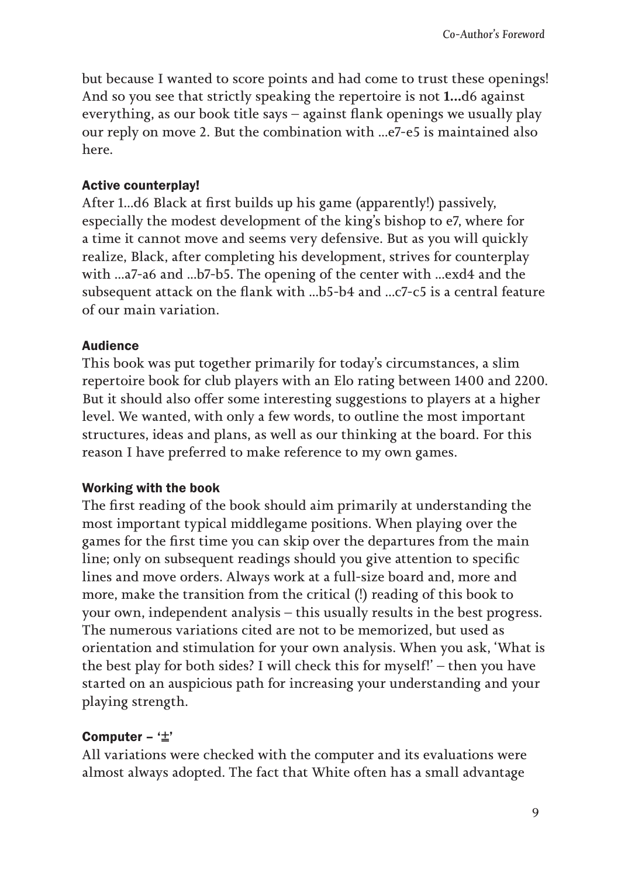but because I wanted to score points and had come to trust these openings! And so you see that strictly speaking the repertoire is not **1...**d6 against everything, as our book title says – against flank openings we usually play our reply on move 2. But the combination with ...e7-e5 is maintained also here.

### Active counterplay!

After 1...d6 Black at first builds up his game (apparently!) passively, especially the modest development of the king's bishop to e7, where for a time it cannot move and seems very defensive. But as you will quickly realize, Black, after completing his development, strives for counterplay with ...a7-a6 and ...b7-b5. The opening of the center with ...exd4 and the subsequent attack on the flank with ...b5-b4 and ...c7-c5 is a central feature of our main variation.

### Audience

This book was put together primarily for today's circumstances, a slim repertoire book for club players with an Elo rating between 1400 and 2200. But it should also offer some interesting suggestions to players at a higher level. We wanted, with only a few words, to outline the most important structures, ideas and plans, as well as our thinking at the board. For this reason I have preferred to make reference to my own games.

### Working with the book

The first reading of the book should aim primarily at understanding the most important typical middlegame positions. When playing over the games for the first time you can skip over the departures from the main line; only on subsequent readings should you give attention to specific lines and move orders. Always work at a full-size board and, more and more, make the transition from the critical (!) reading of this book to your own, independent analysis – this usually results in the best progress. The numerous variations cited are not to be memorized, but used as orientation and stimulation for your own analysis. When you ask, 'What is the best play for both sides? I will check this for myself!' – then you have started on an auspicious path for increasing your understanding and your playing strength.

### Computer – '±'

All variations were checked with the computer and its evaluations were almost always adopted. The fact that White often has a small advantage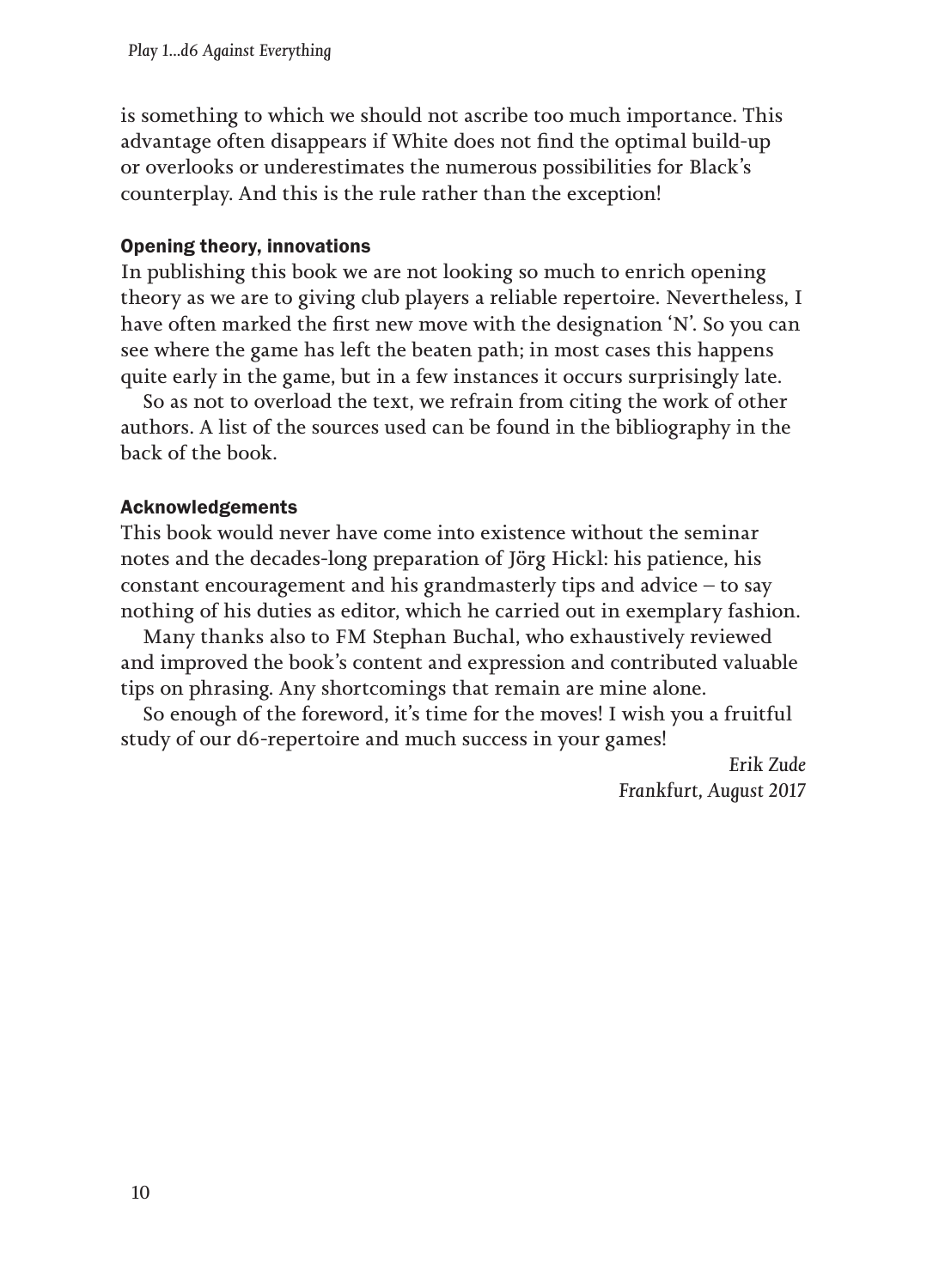is something to which we should not ascribe too much importance. This advantage often disappears if White does not find the optimal build-up or overlooks or underestimates the numerous possibilities for Black's counterplay. And this is the rule rather than the exception!

### Opening theory, innovations

In publishing this book we are not looking so much to enrich opening theory as we are to giving club players a reliable repertoire. Nevertheless, I have often marked the first new move with the designation 'N'. So you can see where the game has left the beaten path; in most cases this happens quite early in the game, but in a few instances it occurs surprisingly late.

So as not to overload the text, we refrain from citing the work of other authors. A list of the sources used can be found in the bibliography in the back of the book.

### Acknowledgements

This book would never have come into existence without the seminar notes and the decades-long preparation of Jörg Hickl: his patience, his constant encouragement and his grandmasterly tips and advice – to say nothing of his duties as editor, which he carried out in exemplary fashion.

Many thanks also to FM Stephan Buchal, who exhaustively reviewed and improved the book's content and expression and contributed valuable tips on phrasing. Any shortcomings that remain are mine alone.

So enough of the foreword, it's time for the moves! I wish you a fruitful study of our d6-repertoire and much success in your games!

*Erik Zude*
*Frankfurt, August 2017*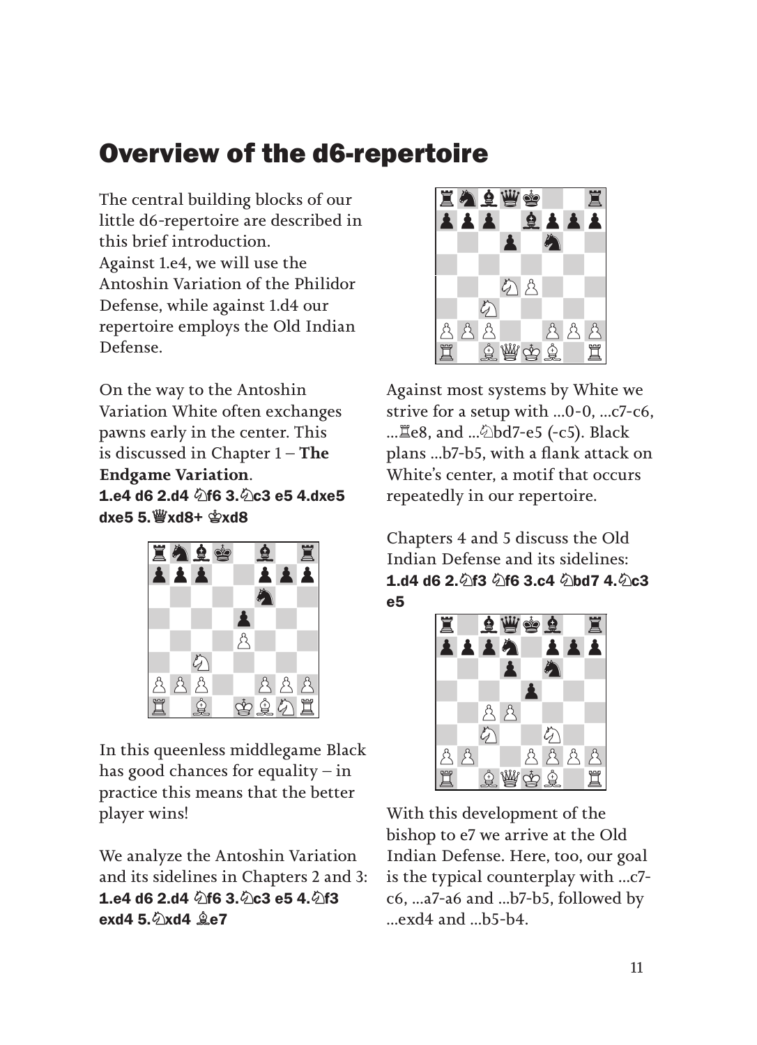# Overview of the d6-repertoire

The central building blocks of our little d6-repertoire are described in this brief introduction.
Against 1.e4, we will use the Antoshin Variation of the Philidor Defense, while against 1.d4 our repertoire employs the Old Indian Defense.

On the way to the Antoshin Variation White often exchanges pawns early in the center. This is discussed in Chapter 1 – **The Endgame Variation**.

**1.e4 d6 2.d4 ♘f6 3.♘c3 e5 4.dxe5 dxe5 5.♕xd8+ ♔xd8**

In this queenless middlegame Black has good chances for equality – in practice this means that the better player wins!

We analyze the Antoshin Variation and its sidelines in Chapters 2 and 3:

**1.e4 d6 2.d4 ♘f6 3.♘c3 e5 4.♘f3 exd4 5.♘xd4 ♗e7**

Against most systems by White we strive for a setup with ...0-0, ...c7-c6, ...♖e8, and ...♘bd7-e5 (-c5). Black plans ...b7-b5, with a flank attack on White's center, a motif that occurs repeatedly in our repertoire.

Chapters 4 and 5 discuss the Old Indian Defense and its sidelines:

**1.d4 d6 2.♘f3 ♘f6 3.c4 ♘bd7 4.♘c3 e5**

With this development of the bishop to e7 we arrive at the Old Indian Defense. Here, too, our goal is the typical counterplay with ...c7-c6, ...a7-a6 and ...b7-b5, followed by ...exd4 and ...b5-b4.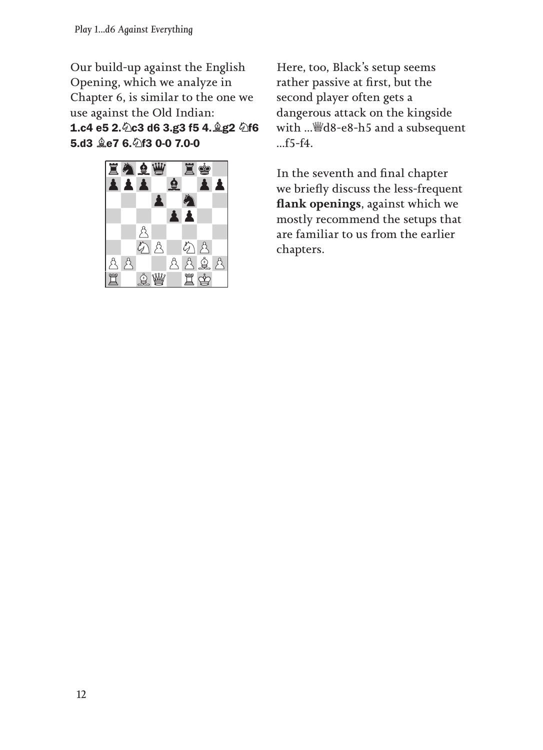Our build-up against the English Opening, which we analyze in Chapter 6, is similar to the one we use against the Old Indian: **1.c4 e5 2.♘c3 d6 3.g3 f5 4.♗g2 ♘f6 5.d3 ♗e7 6.♘f3 0-0 7.0-0**

Here, too, Black's setup seems rather passive at first, but the second player often gets a dangerous attack on the kingside with ...♕d8-e8-h5 and a subsequent ...f5-f4.

In the seventh and final chapter we briefly discuss the less-frequent **flank openings**, against which we mostly recommend the setups that are familiar to us from the earlier chapters.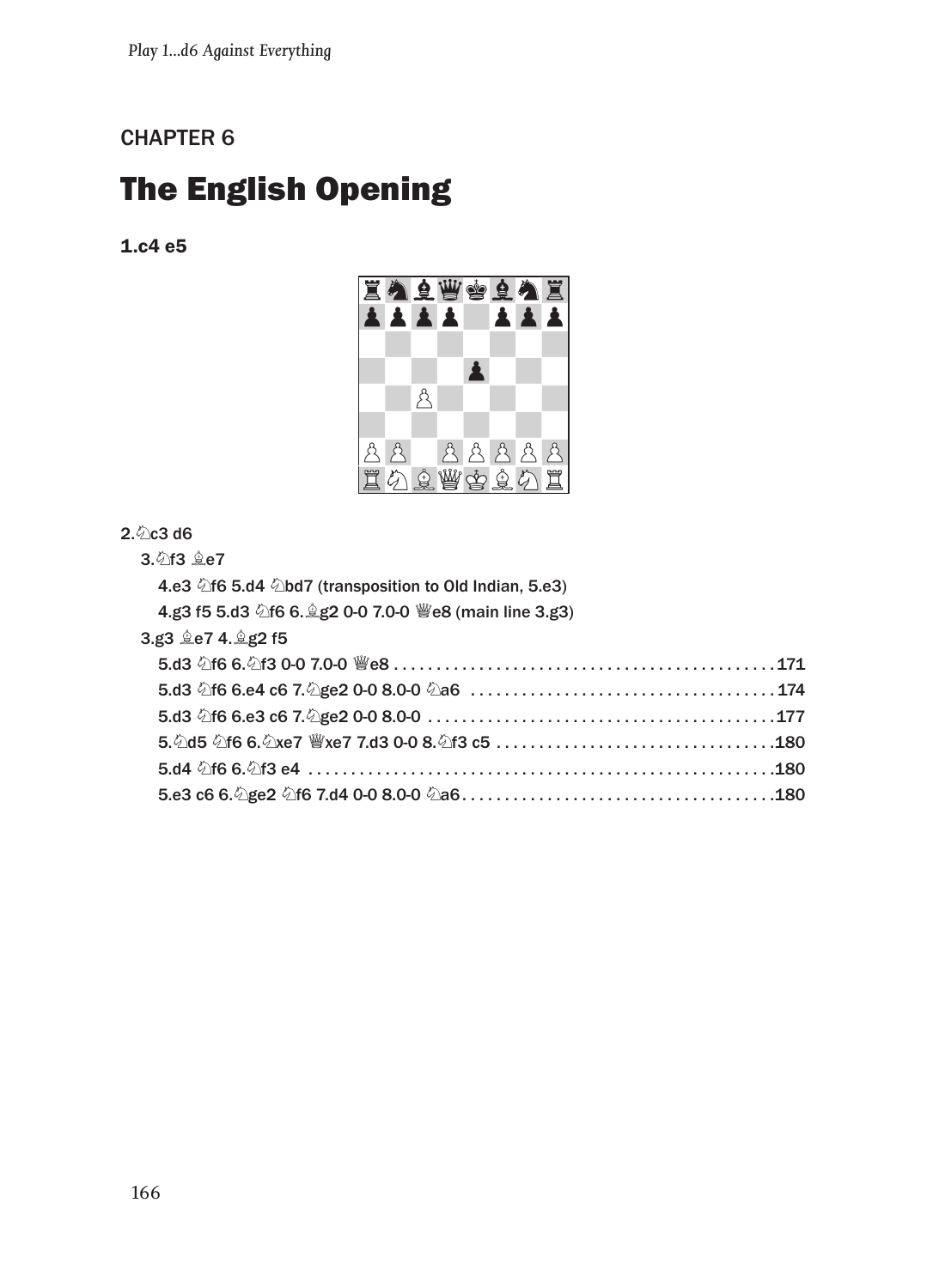CHAPTER 6

# The English Opening

**1.c4 e5**

2.♘c3 d6

3.♘f3 ♗e7

4.e3 ♘f6 5.d4 ♘bd7 (transposition to Old Indian, 5.e3)

4.g3 f5 5.d3 ♘f6 6.♗g2 0-0 7.0-0 ♕e8 (main line 3.g3)

3.g3 ♗e7 4.♗g2 f5

5.d3 ♘f6 6.♘f3 0-0 7.0-0 ♕e8 . . . . . 171

5.d3 ♘f6 6.e4 c6 7.♘ge2 0-0 8.0-0 ♘a6 . . . . . 174

5.d3 ♘f6 6.e3 c6 7.♘ge2 0-0 8.0-0 . . . . . 177

5.♘d5 ♘f6 6.♘xe7 ♕xe7 7.d3 0-0 8.♘f3 c5 . . . . . 180

5.d4 ♘f6 6.♘f3 e4 . . . . . 180

5.e3 c6 6.♘ge2 ♘f6 7.d4 0-0 8.0-0 ♘a6 . . . . . 180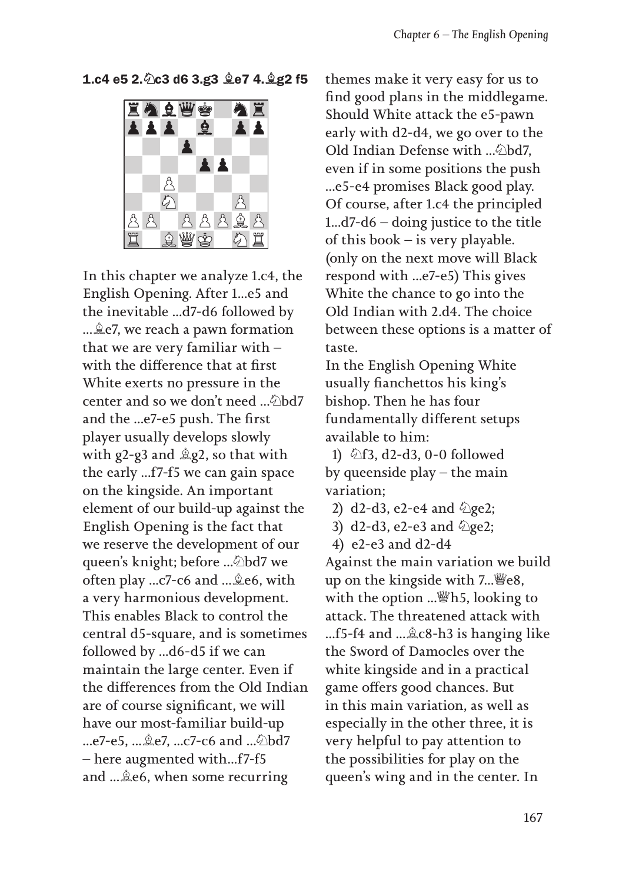**1.c4 e5 2.♘c3 d6 3.g3 ♗e7 4.♗g2 f5**

In this chapter we analyze 1.c4, the English Opening. After 1...e5 and the inevitable ...d7-d6 followed by ...♗e7, we reach a pawn formation that we are very familiar with – with the difference that at first White exerts no pressure in the center and so we don't need ...♘bd7 and the ...e7-e5 push. The first player usually develops slowly with g2-g3 and ♗g2, so that with the early ...f7-f5 we can gain space on the kingside. An important element of our build-up against the English Opening is the fact that we reserve the development of our queen's knight; before ...♘bd7 we often play ...c7-c6 and ...♗e6, with a very harmonious development. This enables Black to control the central d5-square, and is sometimes followed by ...d6-d5 if we can maintain the large center. Even if the differences from the Old Indian are of course significant, we will have our most-familiar build-up ...e7-e5, ...♗e7, ...c7-c6 and ...♘bd7 – here augmented with...f7-f5 and ...♗e6, when some recurring themes make it very easy for us to find good plans in the middlegame. Should White attack the e5-pawn early with d2-d4, we go over to the Old Indian Defense with ...♘bd7, even if in some positions the push ...e5-e4 promises Black good play. Of course, after 1.c4 the principled 1...d7-d6 – doing justice to the title of this book – is very playable. (only on the next move will Black respond with ...e7-e5) This gives White the chance to go into the Old Indian with 2.d4. The choice between these options is a matter of taste.

In the English Opening White usually fianchettos his king's bishop. Then he has four fundamentally different setups available to him:

1) ♘f3, d2-d3, 0-0 followed by queenside play – the main variation;
2) d2-d3, e2-e4 and ♘ge2;
3) d2-d3, e2-e3 and ♘ge2;
4) e2-e3 and d2-d4

Against the main variation we build up on the kingside with 7...♕e8, with the option ...♕h5, looking to attack. The threatened attack with ...f5-f4 and ...♗c8-h3 is hanging like the Sword of Damocles over the white kingside and in a practical game offers good chances. But in this main variation, as well as especially in the other three, it is very helpful to pay attention to the possibilities for play on the queen's wing and in the center. In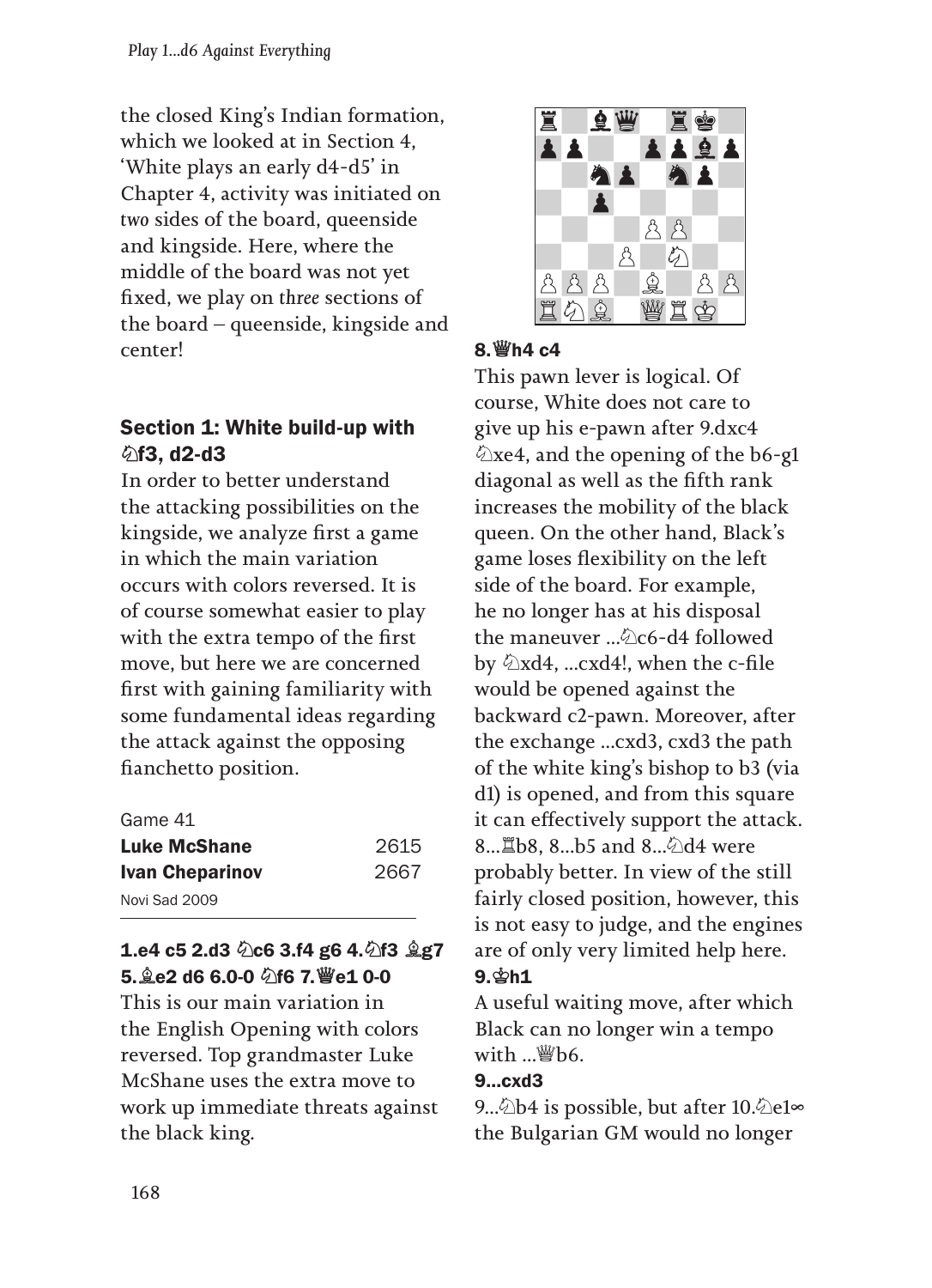the closed King's Indian formation, which we looked at in Section 4, 'White plays an early d4-d5' in Chapter 4, activity was initiated on *two* sides of the board, queenside and kingside. Here, where the middle of the board was not yet fixed, we play on *three* sections of the board – queenside, kingside and center!

## Section 1: White build-up with ♘f3, d2-d3

In order to better understand the attacking possibilities on the kingside, we analyze first a game in which the main variation occurs with colors reversed. It is of course somewhat easier to play with the extra tempo of the first move, but here we are concerned first with gaining familiarity with some fundamental ideas regarding the attack against the opposing fianchetto position.

Game 41

| | |
|---|---|
| **Luke McShane** | 2615 |
| **Ivan Cheparinov** | 2667 |
| Novi Sad 2009 | |

**1.e4 c5 2.d3 ♘c6 3.f4 g6 4.♘f3 ♗g7 5.♗e2 d6 6.0-0 ♘f6 7.♕e1 0-0**

This is our main variation in the English Opening with colors reversed. Top grandmaster Luke McShane uses the extra move to work up immediate threats against the black king.

**8.♕h4 c4**

This pawn lever is logical. Of course, White does not care to give up his e-pawn after 9.dxc4 ♘xe4, and the opening of the b6-g1 diagonal as well as the fifth rank increases the mobility of the black queen. On the other hand, Black's game loses flexibility on the left side of the board. For example, he no longer has at his disposal the maneuver ...♘c6-d4 followed by ♘xd4, ...cxd4!, when the c-file would be opened against the backward c2-pawn. Moreover, after the exchange ...cxd3, cxd3 the path of the white king's bishop to b3 (via d1) is opened, and from this square it can effectively support the attack. 8...♖b8, 8...b5 and 8...♘d4 were probably better. In view of the still fairly closed position, however, this is not easy to judge, and the engines are of only very limited help here.

**9.♔h1**

A useful waiting move, after which Black can no longer win a tempo with ...♕b6.

**9...cxd3**

9...♘b4 is possible, but after 10.♘e1∞ the Bulgarian GM would no longer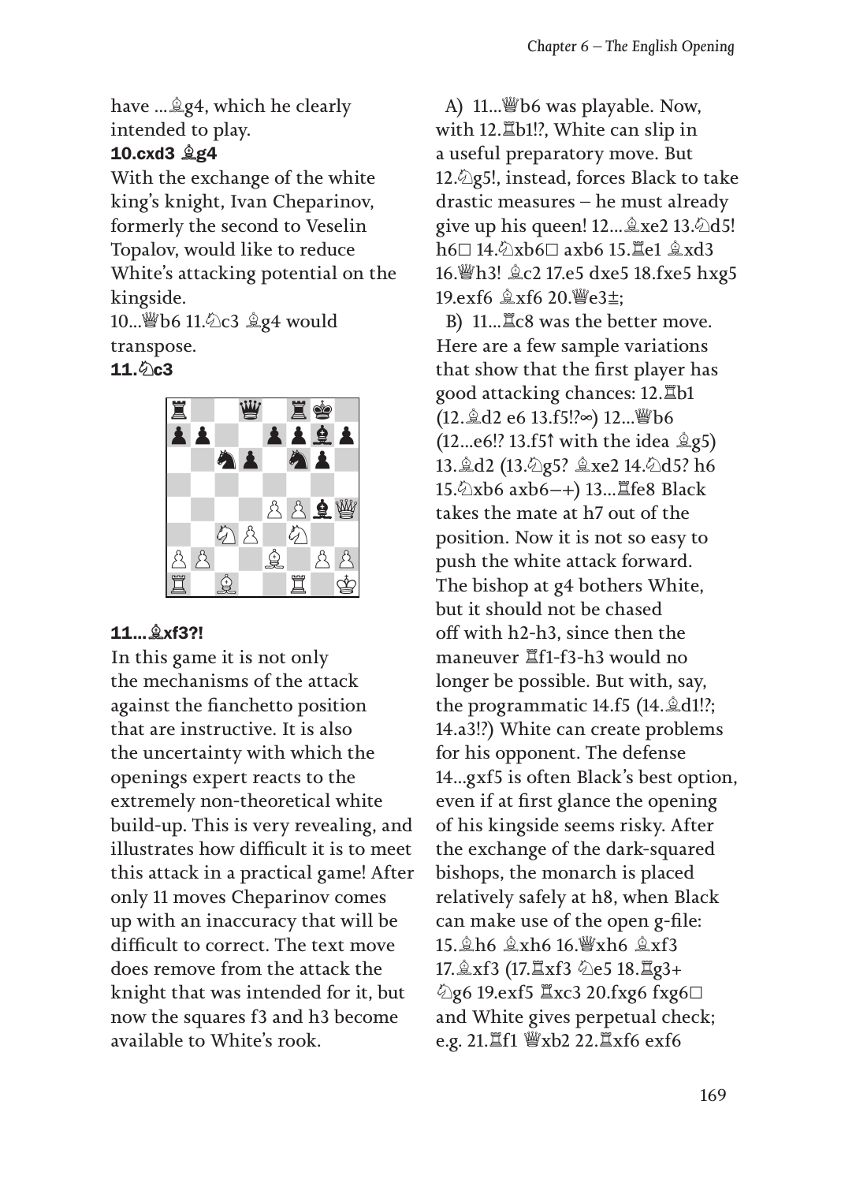have ...♗g4, which he clearly intended to play.

**10.cxd3 ♗g4**

With the exchange of the white king's knight, Ivan Cheparinov, formerly the second to Veselin Topalov, would like to reduce White's attacking potential on the kingside.

10...♕b6 11.♘c3 ♗g4 would transpose.

**11.♘c3**

**11...♗xf3?!**

In this game it is not only the mechanisms of the attack against the fianchetto position that are instructive. It is also the uncertainty with which the openings expert reacts to the extremely non-theoretical white build-up. This is very revealing, and illustrates how difficult it is to meet this attack in a practical game! After only 11 moves Cheparinov comes up with an inaccuracy that will be difficult to correct. The text move does remove from the attack the knight that was intended for it, but now the squares f3 and h3 become available to White's rook.

A) 11...♕b6 was playable. Now, with 12.♖b1!?, White can slip in a useful preparatory move. But 12.♘g5!, instead, forces Black to take drastic measures – he must already give up his queen! 12...♗xe2 13.♘d5! h6□ 14.♘xb6□ axb6 15.♖e1 ♗xd3 16.♕h3! ♗c2 17.e5 dxe5 18.fxe5 hxg5 19.exf6 ♗xf6 20.♕e3±;

B) 11...♖c8 was the better move. Here are a few sample variations that show that the first player has good attacking chances: 12.♖b1 (12.♗d2 e6 13.f5!?∞) 12...♕b6 (12...e6!? 13.f5↑ with the idea ♗g5) 13.♗d2 (13.♘g5? ♗xe2 14.♘d5? h6 15.♘xb6 axb6–+) 13...♖fe8 Black takes the mate at h7 out of the position. Now it is not so easy to push the white attack forward. The bishop at g4 bothers White, but it should not be chased off with h2-h3, since then the maneuver ♖f1-f3-h3 would no longer be possible. But with, say, the programmatic 14.f5 (14.♗d1!?; 14.a3!?) White can create problems for his opponent. The defense 14...gxf5 is often Black's best option, even if at first glance the opening of his kingside seems risky. After the exchange of the dark-squared bishops, the monarch is placed relatively safely at h8, when Black can make use of the open g-file: 15.♗h6 ♗xh6 16.♕xh6 ♗xf3 17.♗xf3 (17.♖xf3 ♘e5 18.♖g3+ ♘g6 19.exf5 ♖xc3 20.fxg6 fxg6□ and White gives perpetual check; e.g. 21.♖f1 ♕xb2 22.♖xf6 exf6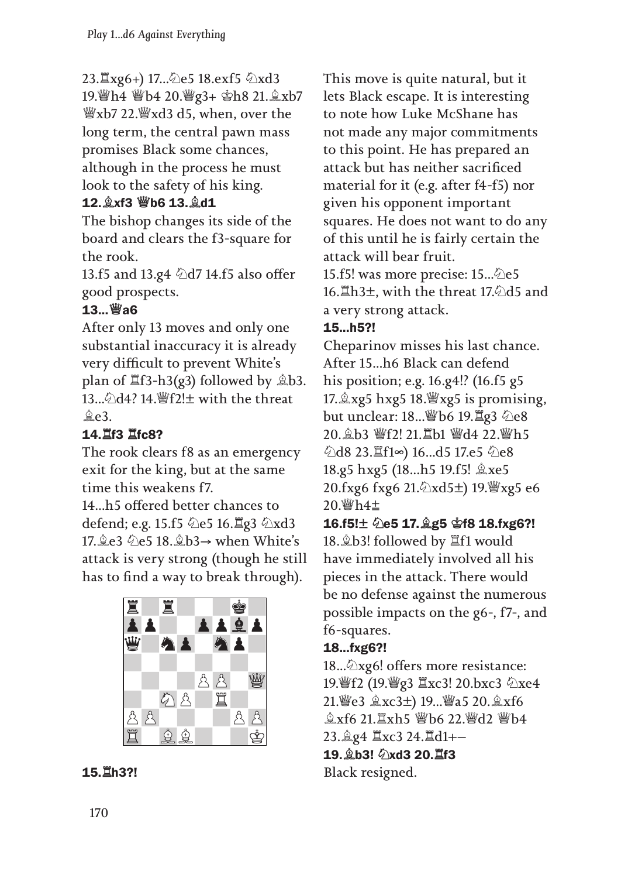23.♖xg6+) 17...♘e5 18.exf5 ♘xd3 19.♕h4 ♕b4 20.♕g3+ ♔h8 21.♗xb7 ♕xb7 22.♕xd3 d5, when, over the long term, the central pawn mass promises Black some chances, although in the process he must look to the safety of his king.

**12.♗xf3 ♕b6 13.♗d1**

The bishop changes its side of the board and clears the f3-square for the rook.

13.f5 and 13.g4 ♘d7 14.f5 also offer good prospects.

**13...♕a6**

After only 13 moves and only one substantial inaccuracy it is already very difficult to prevent White's plan of ♖f3-h3(g3) followed by ♗b3. 13...♘d4? 14.♕f2!± with the threat ♗e3.

**14.♖f3 ♖fc8?**

The rook clears f8 as an emergency exit for the king, but at the same time this weakens f7.

14...h5 offered better chances to defend; e.g. 15.f5 ♘e5 16.♖g3 ♘xd3 17.♗e3 ♘e5 18.♗b3→ when White's attack is very strong (though he still has to find a way to break through).

**15.♖h3?!**

This move is quite natural, but it lets Black escape. It is interesting to note how Luke McShane has not made any major commitments to this point. He has prepared an attack but has neither sacrificed material for it (e.g. after f4-f5) nor given his opponent important squares. He does not want to do any of this until he is fairly certain the attack will bear fruit.

15.f5! was more precise: 15...♘e5 16.♖h3±, with the threat 17.♘d5 and a very strong attack.

**15...h5?!**

Cheparinov misses his last chance. After 15...h6 Black can defend his position; e.g. 16.g4!? (16.f5 g5 17.♗xg5 hxg5 18.♕xg5 is promising, but unclear: 18...♕b6 19.♖g3 ♘e8 20.♗b3 ♕f2! 21.♖b1 ♕d4 22.♕h5 ♘d8 23.♖f1∞) 16...d5 17.e5 ♘e8 18.g5 hxg5 (18...h5 19.f5! ♗xe5 20.fxg6 fxg6 21.♘xd5±) 19.♕xg5 e6 20.♕h4±

**16.f5!± ♘e5 17.♗g5 ♔f8 18.fxg6?!**

18.♗b3! followed by ♖f1 would have immediately involved all his pieces in the attack. There would be no defense against the numerous possible impacts on the g6-, f7-, and f6-squares.

**18...fxg6?!**

18...♘xg6! offers more resistance: 19.♕f2 (19.♕g3 ♖xc3! 20.bxc3 ♘xe4 21.♕e3 ♗xc3±) 19...♕a5 20.♗xf6 ♗xf6 21.♖xh5 ♕b6 22.♕d2 ♕b4 23.♗g4 ♖xc3 24.♖d1+−

**19.♗b3! ♘xd3 20.♖f3**

Black resigned.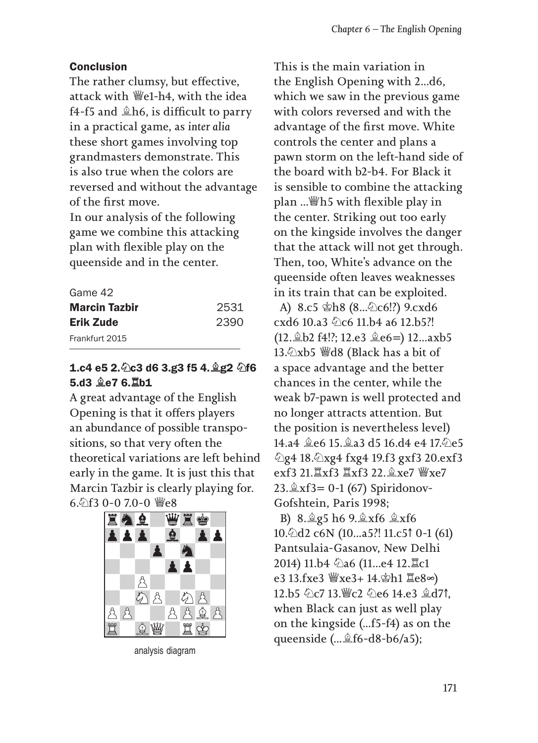## Conclusion

The rather clumsy, but effective, attack with ♕e1-h4, with the idea f4-f5 and ♗h6, is difficult to parry in a practical game, as *inter alia* these short games involving top grandmasters demonstrate. This is also true when the colors are reversed and without the advantage of the first move.

In our analysis of the following game we combine this attacking plan with flexible play on the queenside and in the center.

Game 42
**Marcin Tazbir** 2531
**Erik Zude** 2390
Frankfurt 2015

**1.c4 e5 2.♘c3 d6 3.g3 f5 4.♗g2 ♘f6 5.d3 ♗e7 6.♖b1**

A great advantage of the English Opening is that it offers players an abundance of possible transpositions, so that very often the theoretical variations are left behind early in the game. It is just this that Marcin Tazbir is clearly playing for. 6.♘f3 0-0 7.0-0 ♕e8

analysis diagram

This is the main variation in the English Opening with 2...d6, which we saw in the previous game with colors reversed and with the advantage of the first move. White controls the center and plans a pawn storm on the left-hand side of the board with b2-b4. For Black it is sensible to combine the attacking plan ...♕h5 with flexible play in the center. Striking out too early on the kingside involves the danger that the attack will not get through. Then, too, White's advance on the queenside often leaves weaknesses in its train that can be exploited.

A) 8.c5 ♔h8 (8...♘c6!?) 9.cxd6 cxd6 10.a3 ♘c6 11.b4 a6 12.b5?! (12.♗b2 f4!?; 12.e3 ♗e6=) 12...axb5 13.♘xb5 ♕d8 (Black has a bit of a space advantage and the better chances in the center, while the weak b7-pawn is well protected and no longer attracts attention. But the position is nevertheless level) 14.a4 ♗e6 15.♗a3 d5 16.d4 e4 17.♘e5 ♘g4 18.♘xg4 fxg4 19.f3 gxf3 20.exf3 exf3 21.♖xf3 ♖xf3 22.♗xe7 ♕xe7 23.♗xf3= 0-1 (67) Spiridonov-Gofshtein, Paris 1998;

B) 8.♗g5 h6 9.♗xf6 ♗xf6 10.♘d2 c6N (10...a5?! 11.c5↑ 0-1 (61) Pantsulaia-Gasanov, New Delhi 2014) 11.b4 ♘a6 (11...e4 12.♖c1 e3 13.fxe3 ♕xe3+ 14.♔h1 ♖e8∞) 12.b5 ♘c7 13.♕c2 ♘e6 14.e3 ♗d7↑, when Black can just as well play on the kingside (...f5-f4) as on the queenside (...♗f6-d8-b6/a5);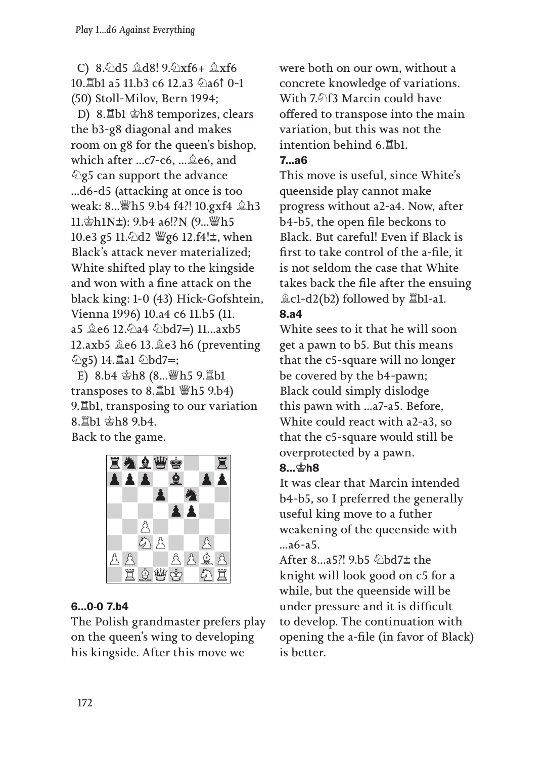C) 8.♘d5 ♗d8! 9.♘xf6+ ♗xf6 10.♖b1 a5 11.b3 c6 12.a3 ♘a6↑ 0-1 (50) Stoll-Milov, Bern 1994;

D) 8.♖b1 ♔h8 temporizes, clears the b3-g8 diagonal and makes room on g8 for the queen's bishop, which after ...c7-c6, ...♗e6, and ♘g5 can support the advance ...d6-d5 (attacking at once is too weak: 8...♕h5 9.b4 f4?! 10.gxf4 ♗h3 11.♔h1N±): 9.b4 a6!?N (9...♕h5 10.e3 g5 11.♘d2 ♕g6 12.f4!±, when Black's attack never materialized; White shifted play to the kingside and won with a fine attack on the black king: 1-0 (43) Hick-Gofshtein, Vienna 1996) 10.a4 c6 11.b5 (11. a5 ♗e6 12.♘a4 ♘bd7=) 11...axb5 12.axb5 ♗e6 13.♗e3 h6 (preventing ♘g5) 14.♖a1 ♘bd7=;

E) 8.b4 ♔h8 (8...♕h5 9.♖b1 transposes to 8.♖b1 ♕h5 9.b4) 9.♖b1, transposing to our variation 8.♖b1 ♔h8 9.b4.

Back to the game.

**6...0-0 7.b4**

The Polish grandmaster prefers play on the queen's wing to developing his kingside. After this move we were both on our own, without a concrete knowledge of variations. With 7.♘f3 Marcin could have offered to transpose into the main variation, but this was not the intention behind 6.♖b1.

**7...a6**

This move is useful, since White's queenside play cannot make progress without a2-a4. Now, after b4-b5, the open file beckons to Black. But careful! Even if Black is first to take control of the a-file, it is not seldom the case that White takes back the file after the ensuing ♗c1-d2(b2) followed by ♖b1-a1.

**8.a4**

White sees to it that he will soon get a pawn to b5. But this means that the c5-square will no longer be covered by the b4-pawn; Black could simply dislodge this pawn with ...a7-a5. Before, White could react with a2-a3, so that the c5-square would still be overprotected by a pawn.

**8...♔h8**

It was clear that Marcin intended b4-b5, so I preferred the generally useful king move to a futher weakening of the queenside with ...a6-a5.

After 8...a5?! 9.b5 ♘bd7± the knight will look good on c5 for a while, but the queenside will be under pressure and it is difficult to develop. The continuation with opening the a-file (in favor of Black) is better.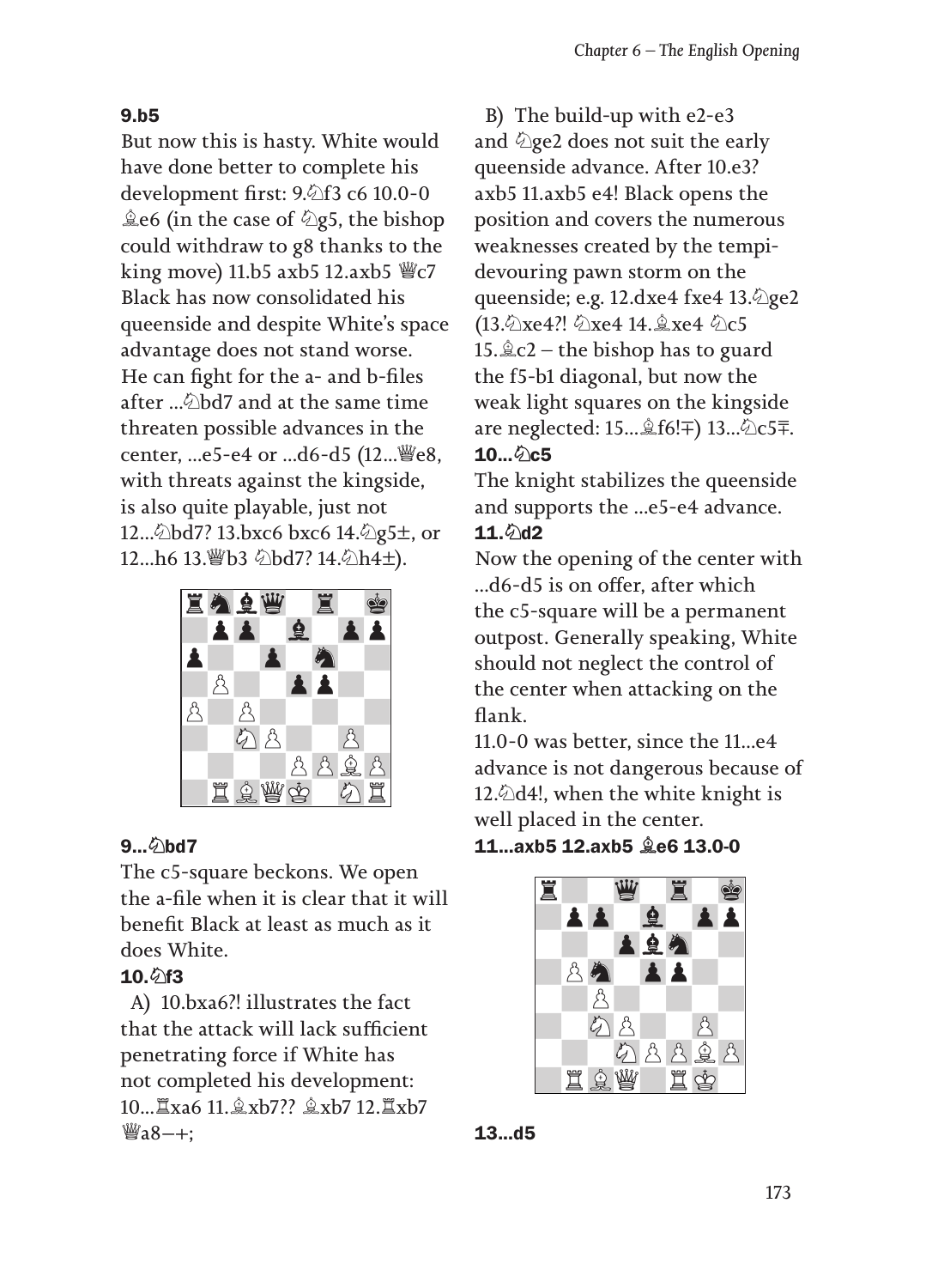**9.b5**

But now this is hasty. White would have done better to complete his development first: 9.♘f3 c6 10.0-0 ♗e6 (in the case of ♘g5, the bishop could withdraw to g8 thanks to the king move) 11.b5 axb5 12.axb5 ♕c7 Black has now consolidated his queenside and despite White's space advantage does not stand worse. He can fight for the a- and b-files after ...♘bd7 and at the same time threaten possible advances in the center, ...e5-e4 or ...d6-d5 (12...♕e8, with threats against the kingside, is also quite playable, just not 12...♘bd7? 13.bxc6 bxc6 14.♘g5±, or 12...h6 13.♕b3 ♘bd7? 14.♘h4±).

**9...♘bd7**

The c5-square beckons. We open the a-file when it is clear that it will benefit Black at least as much as it does White.

**10.♘f3**

A) 10.bxa6?! illustrates the fact that the attack will lack sufficient penetrating force if White has not completed his development: 10...♖xa6 11.♗xb7?? ♗xb7 12.♖xb7 ♕a8–+;

B) The build-up with e2-e3 and ♘ge2 does not suit the early queenside advance. After 10.e3? axb5 11.axb5 e4! Black opens the position and covers the numerous weaknesses created by the tempi-devouring pawn storm on the queenside; e.g. 12.dxe4 fxe4 13.♘ge2 (13.♘xe4?! ♘xe4 14.♗xe4 ♘c5 15.♗c2 – the bishop has to guard the f5-b1 diagonal, but now the weak light squares on the kingside are neglected: 15...♗f6!∓) 13...♘c5∓.

**10...♘c5**

The knight stabilizes the queenside and supports the ...e5-e4 advance.

**11.♘d2**

Now the opening of the center with ...d6-d5 is on offer, after which the c5-square will be a permanent outpost. Generally speaking, White should not neglect the control of the center when attacking on the flank.

11.0-0 was better, since the 11...e4 advance is not dangerous because of 12.♘d4!, when the white knight is well placed in the center.

**11...axb5 12.axb5 ♗e6 13.0-0**

**13...d5**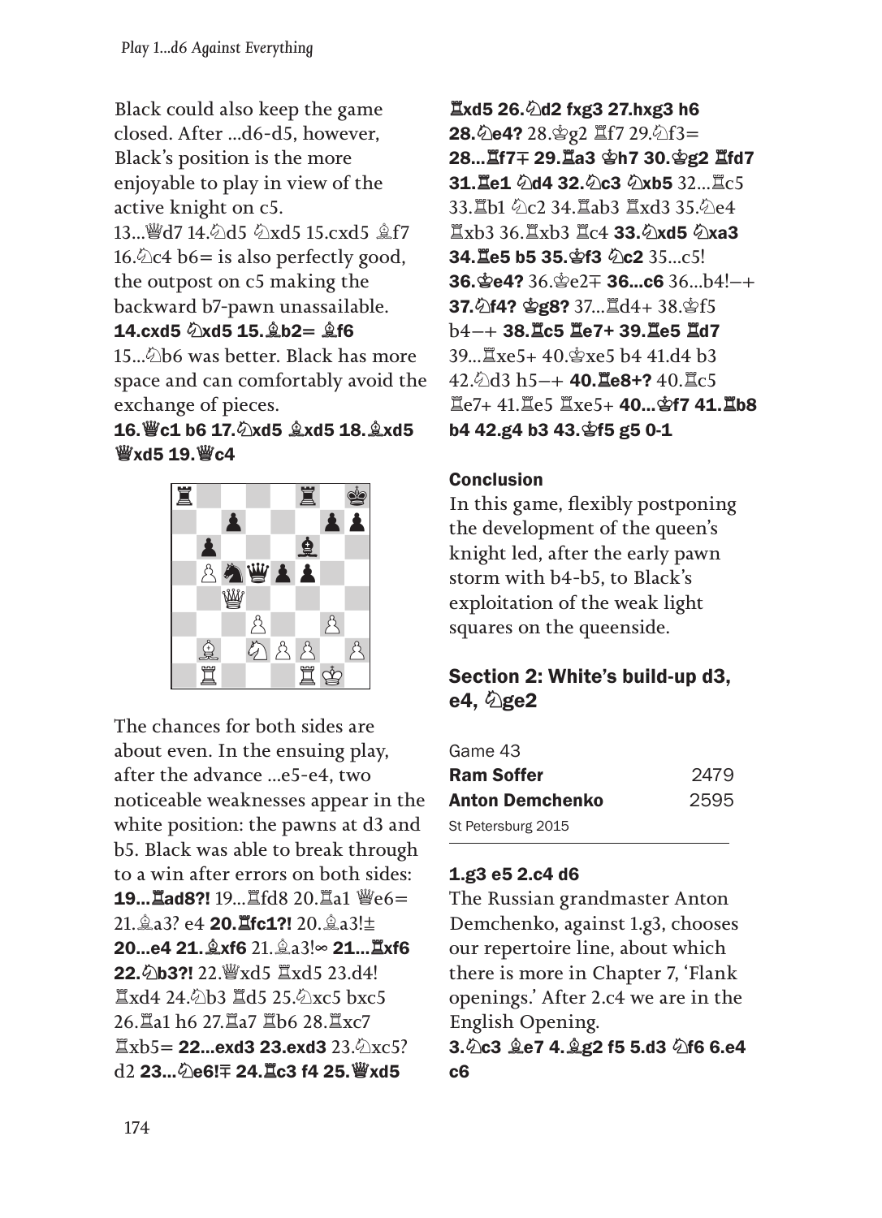Black could also keep the game closed. After ...d6-d5, however, Black's position is the more enjoyable to play in view of the active knight on c5.

13...♕d7 14.♘d5 ♘xd5 15.cxd5 ♗f7 16.♘c4 b6= is also perfectly good, the outpost on c5 making the backward b7-pawn unassailable.

**14.cxd5 ♘xd5 15.♗b2= ♗f6**

15...♘b6 was better. Black has more space and can comfortably avoid the exchange of pieces.

**16.♕c1 b6 17.♘xd5 ♗xd5 18.♗xd5 ♕xd5 19.♕c4**

The chances for both sides are about even. In the ensuing play, after the advance ...e5-e4, two noticeable weaknesses appear in the white position: the pawns at d3 and b5. Black was able to break through to a win after errors on both sides:

**19...♖ad8?!** 19...♖fd8 20.♖a1 ♕e6= 21.♗a3? e4 **20.♖fc1?!** 20.♗a3!± **20...e4 21.♗xf6** 21.♗a3!∞ **21...♖xf6 22.♘b3?!** 22.♕xd5 ♖xd5 23.d4! ♖xd4 24.♘b3 ♖d5 25.♘xc5 bxc5 26.♖a1 h6 27.♖a7 ♖b6 28.♖xc7 ♖xb5= **22...exd3 23.exd3** 23.♘xc5? d2 **23...♘e6!∓ 24.♖c3 f4 25.♕xd5 ♖xd5 26.♘d2 fxg3 27.hxg3 h6 28.♘e4?** 28.♔g2 ♖f7 29.♘f3= **28...♖f7∓ 29.♖a3 ♔h7 30.♔g2 ♖fd7 31.♖e1 ♘d4 32.♘c3 ♘xb5** 32...♖c5 33.♖b1 ♘c2 34.♖ab3 ♖xd3 35.♘e4 ♖xb3 36.♖xb3 ♖c4 **33.♘xd5 ♘xa3 34.♖e5 b5 35.♔f3 ♘c2** 35...c5! **36.♔e4?** 36.♔e2∓ **36...c6** 36...b4!–+ **37.♘f4? ♔g8?** 37...♖d4+ 38.♔f5 b4–+ **38.♖c5 ♖e7+ 39.♖e5 ♖d7** 39...♖xe5+ 40.♔xe5 b4 41.d4 b3 42.♘d3 h5–+ **40.♖e8+?** 40.♖c5 ♖e7+ 41.♖e5 ♖xe5+ **40...♔f7 41.♖b8 b4 42.g4 b3 43.♔f5 g5 0-1**

### Conclusion

In this game, flexibly postponing the development of the queen's knight led, after the early pawn storm with b4-b5, to Black's exploitation of the weak light squares on the queenside.

## Section 2: White's build-up d3, e4, ♘ge2

Game 43
**Ram Soffer** 2479
**Anton Demchenko** 2595
St Petersburg 2015

**1.g3 e5 2.c4 d6**

The Russian grandmaster Anton Demchenko, against 1.g3, chooses our repertoire line, about which there is more in Chapter 7, 'Flank openings.' After 2.c4 we are in the English Opening.

**3.♘c3 ♗e7 4.♗g2 f5 5.d3 ♘f6 6.e4 c6**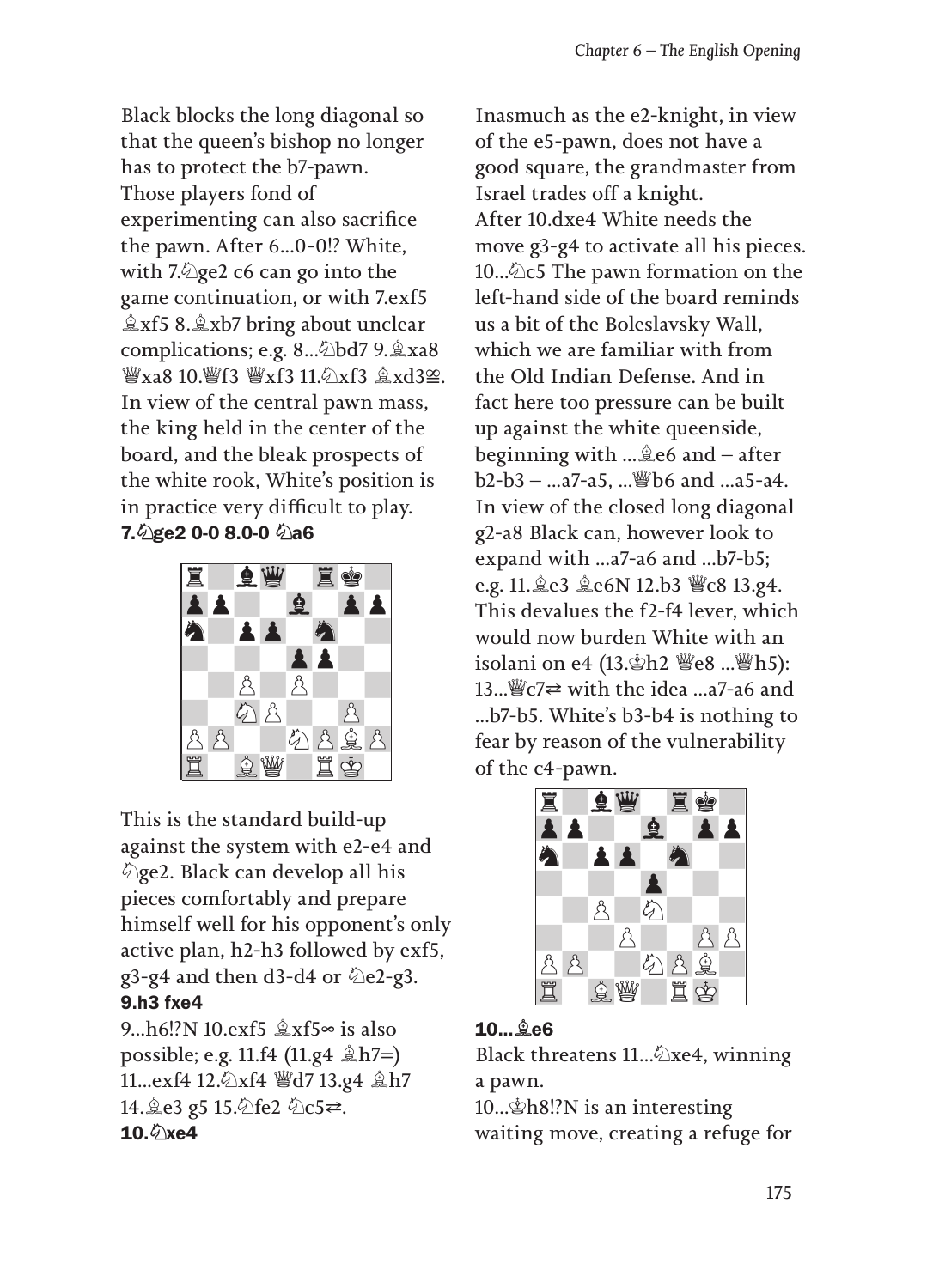Black blocks the long diagonal so that the queen's bishop no longer has to protect the b7-pawn.

Those players fond of experimenting can also sacrifice the pawn. After 6...0-0!? White, with 7.♘ge2 c6 can go into the game continuation, or with 7.exf5 ♗xf5 8.♗xb7 bring about unclear complications; e.g. 8...♘bd7 9.♗xa8 ♕xa8 10.♕f3 ♕xf3 11.♘xf3 ♗xd3⩱. In view of the central pawn mass, the king held in the center of the board, and the bleak prospects of the white rook, White's position is in practice very difficult to play.

**7.♘ge2 0-0 8.0-0 ♘a6**

This is the standard build-up against the system with e2-e4 and ♘ge2. Black can develop all his pieces comfortably and prepare himself well for his opponent's only active plan, h2-h3 followed by exf5, g3-g4 and then d3-d4 or ♘e2-g3.

**9.h3 fxe4**

9...h6!?N 10.exf5 ♗xf5∞ is also possible; e.g. 11.f4 (11.g4 ♗h7=) 11...exf4 12.♘xf4 ♕d7 13.g4 ♗h7 14.♗e3 g5 15.♘fe2 ♘c5⇄.

**10.♘xe4**

Inasmuch as the e2-knight, in view of the e5-pawn, does not have a good square, the grandmaster from Israel trades off a knight.

After 10.dxe4 White needs the move g3-g4 to activate all his pieces. 10...♘c5 The pawn formation on the left-hand side of the board reminds us a bit of the Boleslavsky Wall, which we are familiar with from the Old Indian Defense. And in fact here too pressure can be built up against the white queenside, beginning with ...♗e6 and – after b2-b3 – ...a7-a5, ...♕b6 and ...a5-a4. In view of the closed long diagonal g2-a8 Black can, however look to expand with ...a7-a6 and ...b7-b5; e.g. 11.♗e3 ♗e6N 12.b3 ♕c8 13.g4. This devalues the f2-f4 lever, which would now burden White with an isolani on e4 (13.♔h2 ♕e8 ...♕h5): 13...♕c7⇄ with the idea ...a7-a6 and ...b7-b5. White's b3-b4 is nothing to fear by reason of the vulnerability of the c4-pawn.

**10...♗e6**

Black threatens 11...♘xe4, winning a pawn.

10...♔h8!?N is an interesting waiting move, creating a refuge for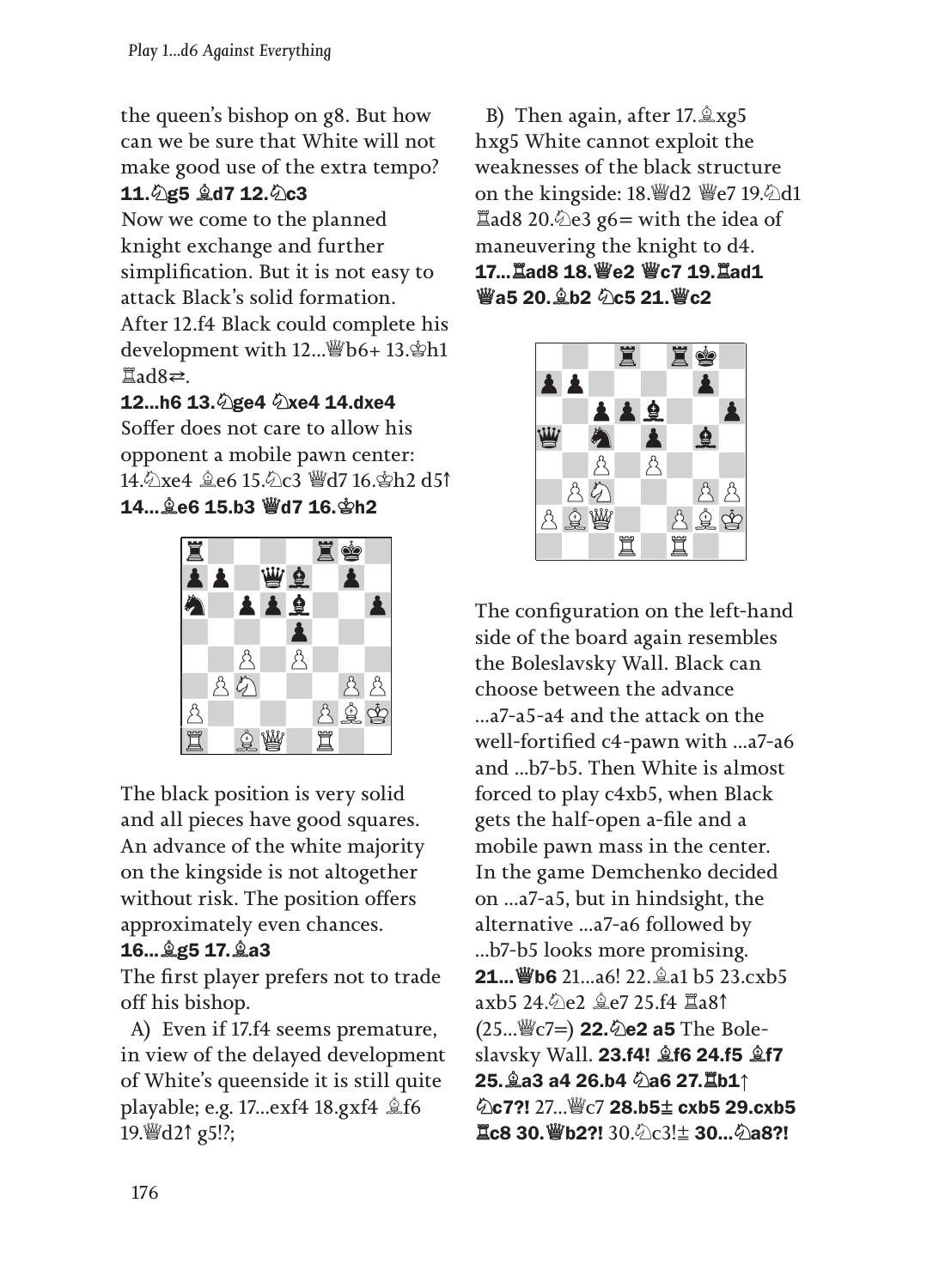the queen's bishop on g8. But how can we be sure that White will not make good use of the extra tempo?

**11.♘g5 ♗d7 12.♘c3**

Now we come to the planned knight exchange and further simplification. But it is not easy to attack Black's solid formation. After 12.f4 Black could complete his development with 12...♕b6+ 13.♔h1 ♖ad8⇄.

**12...h6 13.♘ge4 ♘xe4 14.dxe4**

Soffer does not care to allow his opponent a mobile pawn center: 14.♘xe4 ♗e6 15.♘c3 ♕d7 16.♔h2 d5↑

**14...♗e6 15.b3 ♕d7 16.♔h2**

The black position is very solid and all pieces have good squares. An advance of the white majority on the kingside is not altogether without risk. The position offers approximately even chances.

**16...♗g5 17.♗a3**

The first player prefers not to trade off his bishop.

A) Even if 17.f4 seems premature, in view of the delayed development of White's queenside it is still quite playable; e.g. 17...exf4 18.gxf4 ♗f6 19.♕d2↑ g5!?;

B) Then again, after 17.♗xg5 hxg5 White cannot exploit the weaknesses of the black structure on the kingside: 18.♕d2 ♕e7 19.♘d1 ♖ad8 20.♘e3 g6= with the idea of maneuvering the knight to d4.

**17...♖ad8 18.♕e2 ♕c7 19.♖ad1 ♕a5 20.♗b2 ♘c5 21.♕c2**

The configuration on the left-hand side of the board again resembles the Boleslavsky Wall. Black can choose between the advance ...a7-a5-a4 and the attack on the well-fortified c4-pawn with ...a7-a6 and ...b7-b5. Then White is almost forced to play c4xb5, when Black gets the half-open a-file and a mobile pawn mass in the center. In the game Demchenko decided on ...a7-a5, but in hindsight, the alternative ...a7-a6 followed by ...b7-b5 looks more promising.

**21...♕b6** 21...a6! 22.♗a1 b5 23.cxb5 axb5 24.♘e2 ♗e7 25.f4 ♖a8↑ (25...♕c7=) **22.♘e2 a5** The Boleslavsky Wall. **23.f4! ♗f6 24.f5 ♗f7 25.♗a3 a4 26.b4 ♘a6 27.♖b1↑ ♘c7?!** 27...♕c7 **28.b5± cxb5 29.cxb5 ♖c8 30.♕b2?!** 30.♘c3!± **30...♘a8?!**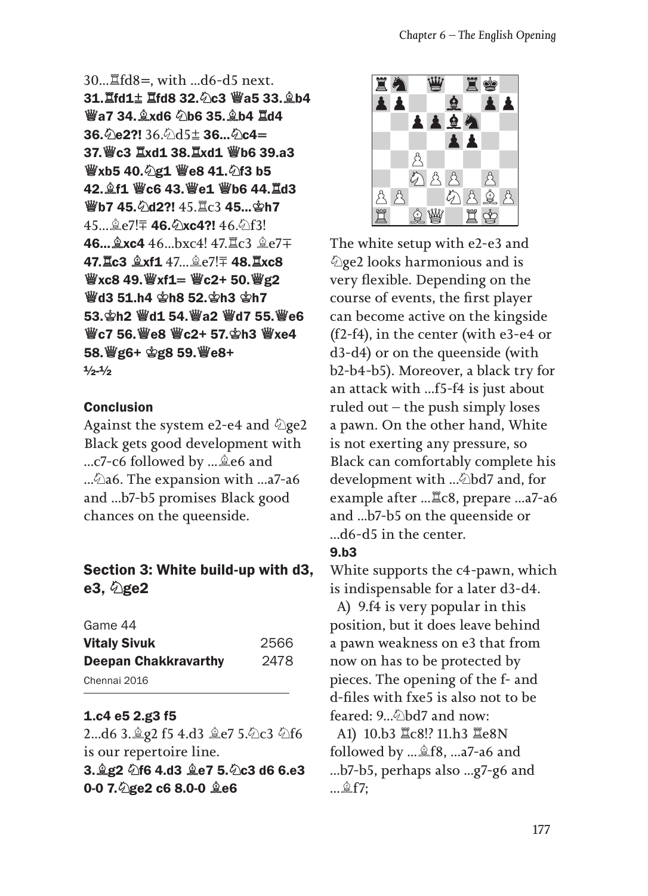30...♖fd8=, with ...d6-d5 next. **31.♖fd1± ♖fd8 32.♘c3 ♕a5 33.♗b4 ♕a7 34.♗xd6 ♘b6 35.♗b4 ♖d4 36.♘e2?!** 36.♘d5± **36...♘c4= 37.♕c3 ♖xd1 38.♖xd1 ♕b6 39.a3 ♕xb5 40.♘g1 ♕e8 41.♘f3 b5 42.♗f1 ♕c6 43.♕e1 ♕b6 44.♖d3 ♕b7 45.♘d2?!** 45.♖c3 **45...♔h7** 45...♗e7!∓ **46.♘xc4?!** 46.♘f3! **46...♗xc4** 46...bxc4! 47.♖c3 ♗e7∓ **47.♖c3 ♗xf1** 47...♗e7!∓ **48.♖xc8 ♕xc8 49.♕xf1= ♕c2+ 50.♕g2 ♕d3 51.h4 ♔h8 52.♔h3 ♔h7 53.♔h2 ♕d1 54.♕a2 ♕d7 55.♕e6 ♕c7 56.♕e8 ♕c2+ 57.♔h3 ♕xe4 58.♕g6+ ♔g8 59.♕e8+ ½-½**

### Conclusion

Against the system e2-e4 and ♘ge2 Black gets good development with ...c7-c6 followed by ...♗e6 and ...♘a6. The expansion with ...a7-a6 and ...b7-b5 promises Black good chances on the queenside.

## Section 3: White build-up with d3, e3, ♘ge2

Game 44
**Vitaly Sivuk** 2566
**Deepan Chakkravarthy** 2478
Chennai 2016

**1.c4 e5 2.g3 f5**
2...d6 3.♗g2 f5 4.d3 ♗e7 5.♘c3 ♘f6 is our repertoire line.
**3.♗g2 ♘f6 4.d3 ♗e7 5.♘c3 d6 6.e3 0-0 7.♘ge2 c6 8.0-0 ♗e6**

The white setup with e2-e3 and ♘ge2 looks harmonious and is very flexible. Depending on the course of events, the first player can become active on the kingside (f2-f4), in the center (with e3-e4 or d3-d4) or on the queenside (with b2-b4-b5). Moreover, a black try for an attack with ...f5-f4 is just about ruled out – the push simply loses a pawn. On the other hand, White is not exerting any pressure, so Black can comfortably complete his development with ...♘bd7 and, for example after ...♖c8, prepare ...a7-a6 and ...b7-b5 on the queenside or ...d6-d5 in the center.

**9.b3**
White supports the c4-pawn, which is indispensable for a later d3-d4.

A) 9.f4 is very popular in this position, but it does leave behind a pawn weakness on e3 that from now on has to be protected by pieces. The opening of the f- and d-files with fxe5 is also not to be feared: 9...♘bd7 and now:

A1) 10.b3 ♖c8!? 11.h3 ♖e8N followed by ...♗f8, ...a7-a6 and ...b7-b5, perhaps also ...g7-g6 and ...♗f7;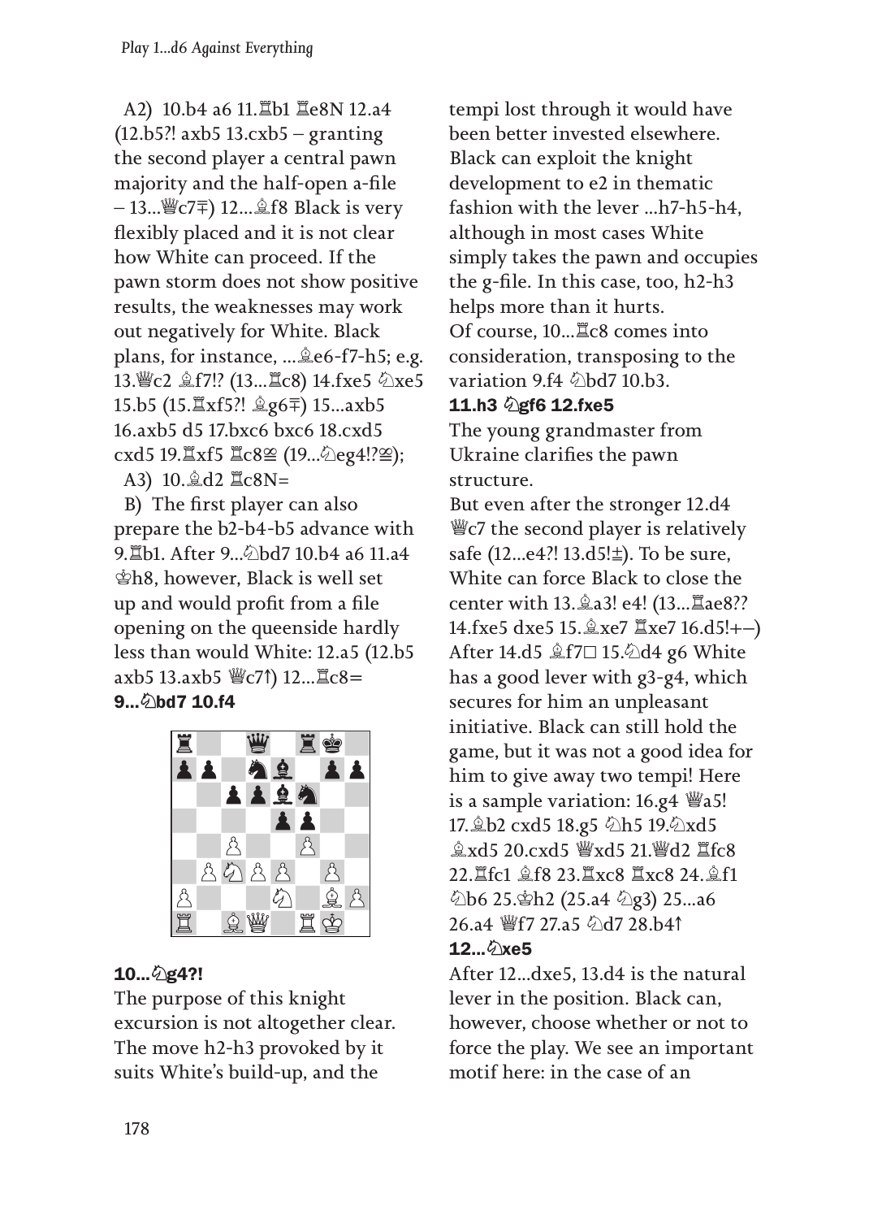A2) 10.b4 a6 11.♖b1 ♖e8N 12.a4 (12.b5?! axb5 13.cxb5 – granting the second player a central pawn majority and the half-open a-file – 13...♕c7∓) 12...♗f8 Black is very flexibly placed and it is not clear how White can proceed. If the pawn storm does not show positive results, the weaknesses may work out negatively for White. Black plans, for instance, ...♗e6-f7-h5; e.g. 13.♕c2 ♗f7!? (13...♖c8) 14.fxe5 ♘xe5 15.b5 (15.♖xf5?! ♗g6∓) 15...axb5 16.axb5 d5 17.bxc6 bxc6 18.cxd5 cxd5 19.♖xf5 ♖c8⯹ (19...♘eg4!?⯹);

A3) 10.♗d2 ♖c8N=

B) The first player can also prepare the b2-b4-b5 advance with 9.♖b1. After 9...♘bd7 10.b4 a6 11.a4 ♔h8, however, Black is well set up and would profit from a file opening on the queenside hardly less than would White: 12.a5 (12.b5 axb5 13.axb5 ♕c7↑) 12...♖c8=

**9...♘bd7 10.f4**

**10...♘g4?!**

The purpose of this knight excursion is not altogether clear. The move h2-h3 provoked by it suits White's build-up, and the tempi lost through it would have been better invested elsewhere. Black can exploit the knight development to e2 in thematic fashion with the lever ...h7-h5-h4, although in most cases White simply takes the pawn and occupies the g-file. In this case, too, h2-h3 helps more than it hurts.

Of course, 10...♖c8 comes into consideration, transposing to the variation 9.f4 ♘bd7 10.b3.

**11.h3 ♘gf6 12.fxe5**

The young grandmaster from Ukraine clarifies the pawn structure.

But even after the stronger 12.d4 ♕c7 the second player is relatively safe (12...e4?! 13.d5!⩲). To be sure, White can force Black to close the center with 13.♗a3! e4! (13...♖ae8?? 14.fxe5 dxe5 15.♗xe7 ♖xe7 16.d5!+–) After 14.d5 ♗f7□ 15.♘d4 g6 White has a good lever with g3-g4, which secures for him an unpleasant initiative. Black can still hold the game, but it was not a good idea for him to give away two tempi! Here is a sample variation: 16.g4 ♕a5! 17.♗b2 cxd5 18.g5 ♘h5 19.♘xd5 ♗xd5 20.cxd5 ♕xd5 21.♕d2 ♖fc8 22.♖fc1 ♗f8 23.♖xc8 ♖xc8 24.♗f1 ♘b6 25.♔h2 (25.a4 ♘g3) 25...a6 26.a4 ♕f7 27.a5 ♘d7 28.b4↑

**12...♘xe5**

After 12...dxe5, 13.d4 is the natural lever in the position. Black can, however, choose whether or not to force the play. We see an important motif here: in the case of an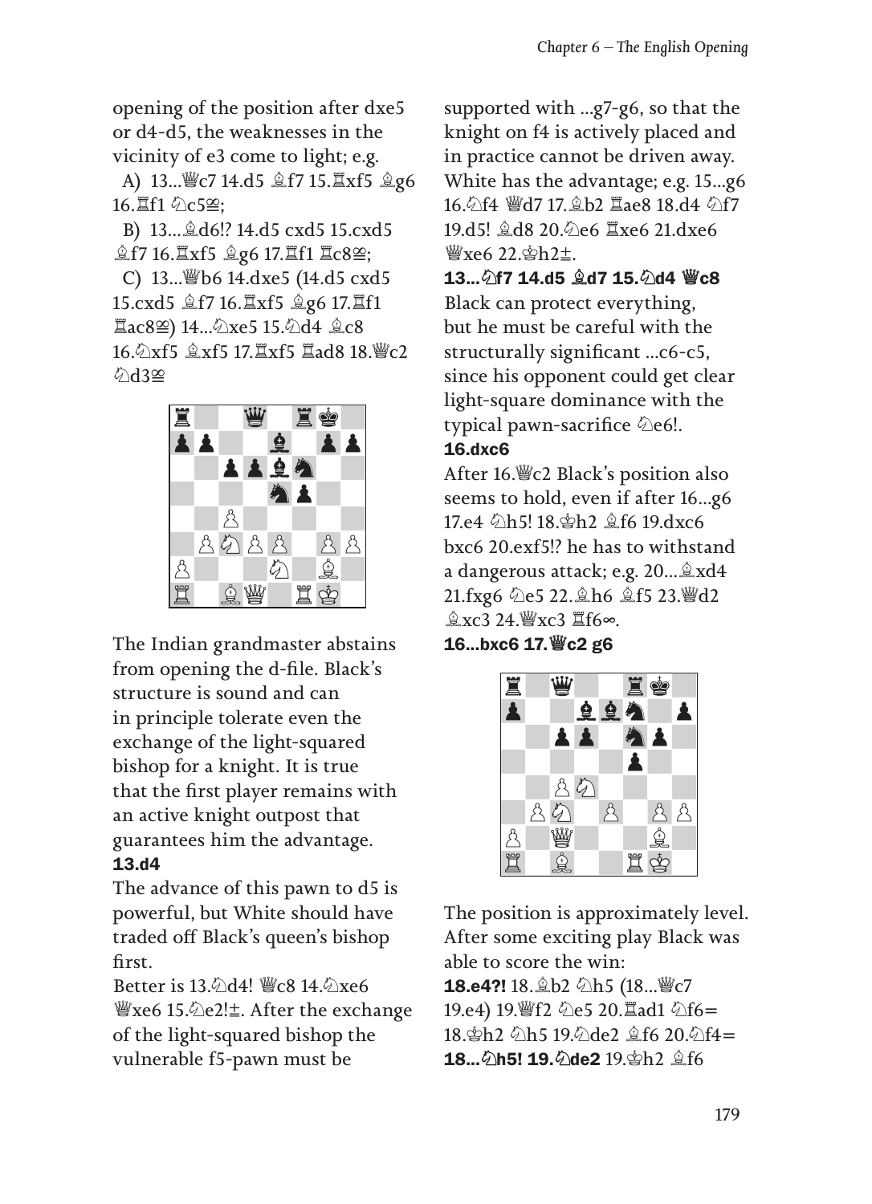opening of the position after dxe5 or d4-d5, the weaknesses in the vicinity of e3 come to light; e.g.

A) 13...♕c7 14.d5 ♗f7 15.♖xf5 ♗g6 16.♖f1 ♘c5⯹;

B) 13...♗d6!? 14.d5 cxd5 15.cxd5 ♗f7 16.♖xf5 ♗g6 17.♖f1 ♖c8⯹;

C) 13...♕b6 14.dxe5 (14.d5 cxd5 15.cxd5 ♗f7 16.♖xf5 ♗g6 17.♖f1 ♖ac8⯹) 14...♘xe5 15.♘d4 ♗c8 16.♘xf5 ♗xf5 17.♖xf5 ♖ad8 18.♕c2 ♘d3⯹

The Indian grandmaster abstains from opening the d-file. Black's structure is sound and can in principle tolerate even the exchange of the light-squared bishop for a knight. It is true that the first player remains with an active knight outpost that guarantees him the advantage.

**13.d4**

The advance of this pawn to d5 is powerful, but White should have traded off Black's queen's bishop first.

Better is 13.♘d4! ♕c8 14.♘xe6 ♕xe6 15.♘e2!±. After the exchange of the light-squared bishop the vulnerable f5-pawn must be supported with ...g7-g6, so that the knight on f4 is actively placed and in practice cannot be driven away. White has the advantage; e.g. 15...g6 16.♘f4 ♕d7 17.♗b2 ♖ae8 18.d4 ♘f7 19.d5! ♗d8 20.♘e6 ♖xe6 21.dxe6 ♕xe6 22.♔h2±.

**13...♘f7 14.d5 ♗d7 15.♘d4 ♕c8**

Black can protect everything, but he must be careful with the structurally significant ...c6-c5, since his opponent could get clear light-square dominance with the typical pawn-sacrifice ♘e6!.

**16.dxc6**

After 16.♕c2 Black's position also seems to hold, even if after 16...g6 17.e4 ♘h5! 18.♔h2 ♗f6 19.dxc6 bxc6 20.exf5!? he has to withstand a dangerous attack; e.g. 20...♗xd4 21.fxg6 ♘e5 22.♗h6 ♗f5 23.♕d2 ♗xc3 24.♕xc3 ♖f6∞.

**16...bxc6 17.♕c2 g6**

The position is approximately level. After some exciting play Black was able to score the win:

**18.e4?!** 18.♗b2 ♘h5 (18...♕c7 19.e4) 19.♕f2 ♘e5 20.♖ad1 ♘f6= 18.♔h2 ♘h5 19.♘de2 ♗f6 20.♘f4= **18...♘h5! 19.♘de2** 19.♔h2 ♗f6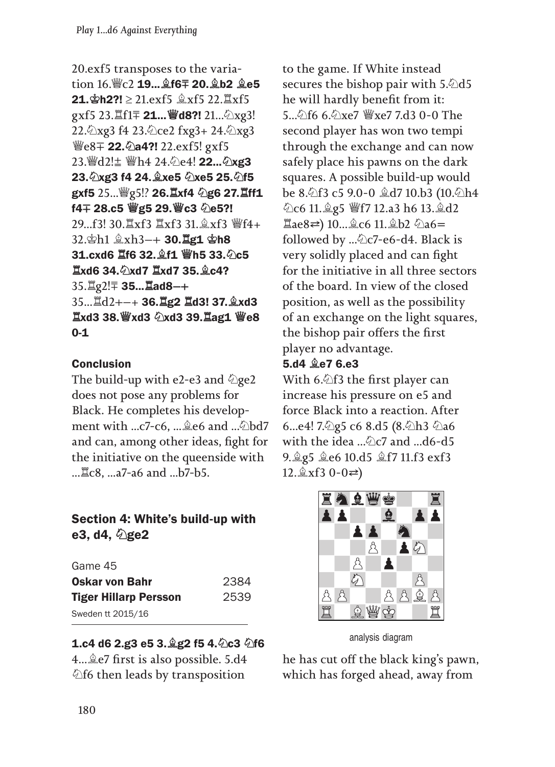20.exf5 transposes to the variation 16.♕c2 **19...♗f6∓ 20.♗b2 ♗e5 21.♔h2?!** ≥ 21.exf5 ♗xf5 22.♖xf5 gxf5 23.♖f1∓ **21...♕d8?!** 21...♘xg3! 22.♘xg3 f4 23.♘ce2 fxg3+ 24.♘xg3 ♕e8∓ **22.♘a4?!** 22.exf5! gxf5 23.♕d2!± ♕h4 24.♘e4! **22...♘xg3 23.♘xg3 f4 24.♗xe5 ♘xe5 25.♘f5 gxf5** 25...♕g5!? **26.♖xf4 ♘g6 27.♖ff1 f4∓ 28.c5 ♕g5 29.♕c3 ♘e5?!** 29...f3! 30.♖xf3 ♖xf3 31.♗xf3 ♕f4+ 32.♔h1 ♗xh3–+ **30.♖g1 ♔h8 31.cxd6 ♖f6 32.♗f1 ♕h5 33.♘c5 ♖xd6 34.♘xd7 ♖xd7 35.♗c4?** 35.♖g2!∓ **35...♖ad8–+** 35...♖d2+–+ **36.♖g2 ♖d3! 37.♗xd3 ♖xd3 38.♕xd3 ♘xd3 39.♖ag1 ♕e8 0-1**

**Conclusion**

The build-up with e2-e3 and ♘ge2 does not pose any problems for Black. He completes his development with ...c7-c6, ...♗e6 and ...♘bd7 and can, among other ideas, fight for the initiative on the queenside with ...♖c8, ...a7-a6 and ...b7-b5.

## Section 4: White's build-up with e3, d4, ♘ge2

Game 45
**Oskar von Bahr** 2384
**Tiger Hillarp Persson** 2539
Sweden tt 2015/16

**1.c4 d6 2.g3 e5 3.♗g2 f5 4.♘c3 ♘f6**
4...♗e7 first is also possible. 5.d4 ♘f6 then leads by transposition to the game. If White instead secures the bishop pair with 5.♘d5 he will hardly benefit from it: 5...♘f6 6.♘xe7 ♕xe7 7.d3 0-0 The second player has won two tempi through the exchange and can now safely place his pawns on the dark squares. A possible build-up would be 8.♘f3 c5 9.0-0 ♗d7 10.b3 (10.♘h4 ♘c6 11.♗g5 ♕f7 12.a3 h6 13.♗d2 ♖ae8⇄) 10...♗c6 11.♗b2 ♘a6= followed by ...♘c7-e6-d4. Black is very solidly placed and can fight for the initiative in all three sectors of the board. In view of the closed position, as well as the possibility of an exchange on the light squares, the bishop pair offers the first player no advantage.

**5.d4 ♗e7 6.e3**
With 6.♘f3 the first player can increase his pressure on e5 and force Black into a reaction. After 6...e4! 7.♘g5 c6 8.d5 (8.♘h3 ♘a6 with the idea ...♘c7 and ...d6-d5 9.♗g5 ♗e6 10.d5 ♗f7 11.f3 exf3 12.♗xf3 0-0⇄)

analysis diagram

he has cut off the black king's pawn, which has forged ahead, away from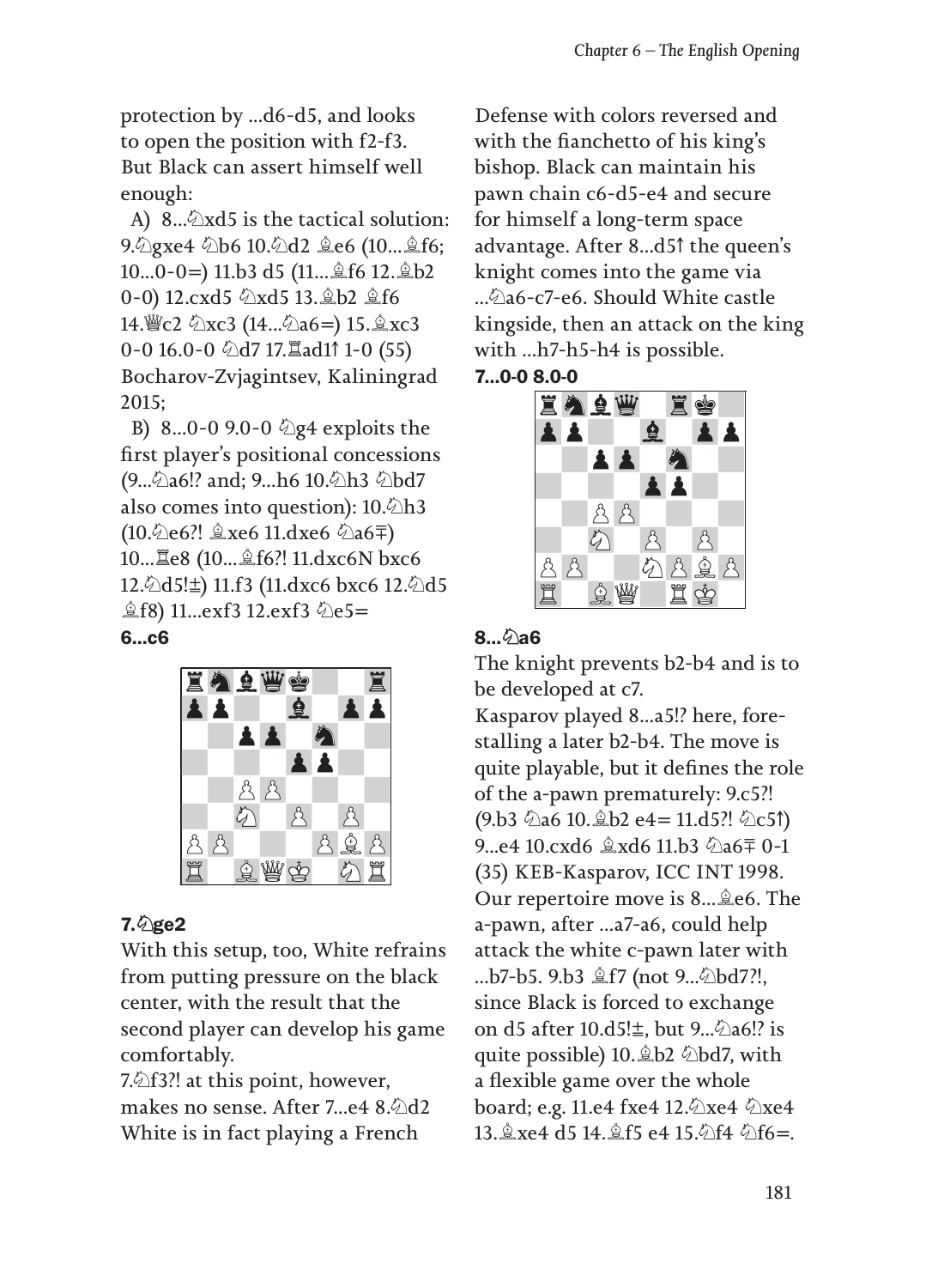protection by ...d6-d5, and looks to open the position with f2-f3. But Black can assert himself well enough:

A) 8...♘xd5 is the tactical solution: 9.♘gxe4 ♘b6 10.♘d2 ♗e6 (10...♗f6; 10...0-0=) 11.b3 d5 (11...♗f6 12.♗b2 0-0) 12.cxd5 ♘xd5 13.♗b2 ♗f6 14.♕c2 ♘xc3 (14...♘a6=) 15.♗xc3 0-0 16.0-0 ♘d7 17.♖ad1↑ 1-0 (55) Bocharov-Zvjagintsev, Kaliningrad 2015;

B) 8...0-0 9.0-0 ♘g4 exploits the first player's positional concessions (9...♘a6!? and; 9...h6 10.♘h3 ♘bd7 also comes into question): 10.♘h3 (10.♘e6?! ♗xe6 11.dxe6 ♘a6∓) 10...♖e8 (10...♗f6?! 11.dxc6N bxc6 12.♘d5!±) 11.f3 (11.dxc6 bxc6 12.♘d5 ♗f8) 11...exf3 12.exf3 ♘e5=

**6...c6**

**7.♘ge2**

With this setup, too, White refrains from putting pressure on the black center, with the result that the second player can develop his game comfortably.

7.♘f3?! at this point, however, makes no sense. After 7...e4 8.♘d2 White is in fact playing a French Defense with colors reversed and with the fianchetto of his king's bishop. Black can maintain his pawn chain c6-d5-e4 and secure for himself a long-term space advantage. After 8...d5↑ the queen's knight comes into the game via ...♘a6-c7-e6. Should White castle kingside, then an attack on the king with ...h7-h5-h4 is possible.

**7...0-0 8.0-0**

**8...♘a6**

The knight prevents b2-b4 and is to be developed at c7.

Kasparov played 8...a5!? here, forestalling a later b2-b4. The move is quite playable, but it defines the role of the a-pawn prematurely: 9.c5?! (9.b3 ♘a6 10.♗b2 e4= 11.d5?! ♘c5↑) 9...e4 10.cxd6 ♗xd6 11.b3 ♘a6∓ 0-1 (35) KEB-Kasparov, ICC INT 1998.

Our repertoire move is 8...♗e6. The a-pawn, after ...a7-a6, could help attack the white c-pawn later with ...b7-b5. 9.b3 ♗f7 (not 9...♘bd7?!, since Black is forced to exchange on d5 after 10.d5!±, but 9...♘a6!? is quite possible) 10.♗b2 ♘bd7, with a flexible game over the whole board; e.g. 11.e4 fxe4 12.♘xe4 ♘xe4 13.♗xe4 d5 14.♗f5 e4 15.♘f4 ♘f6=.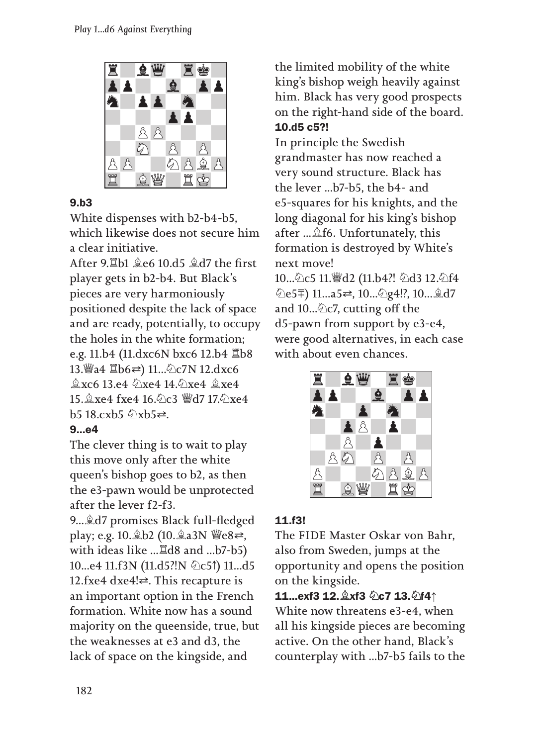**9.b3**

White dispenses with b2-b4-b5, which likewise does not secure him a clear initiative.

After 9.♖b1 ♗e6 10.d5 ♗d7 the first player gets in b2-b4. But Black's pieces are very harmoniously positioned despite the lack of space and are ready, potentially, to occupy the holes in the white formation; e.g. 11.b4 (11.dxc6N bxc6 12.b4 ♖b8 13.♕a4 ♖b6⇄) 11...♘c7N 12.dxc6 ♗xc6 13.e4 ♘xe4 14.♘xe4 ♗xe4 15.♗xe4 fxe4 16.♘c3 ♕d7 17.♘xe4 b5 18.cxb5 ♘xb5⇄.

**9...e4**

The clever thing is to wait to play this move only after the white queen's bishop goes to b2, as then the e3-pawn would be unprotected after the lever f2-f3.

9...♗d7 promises Black full-fledged play; e.g. 10.♗b2 (10.♗a3N ♕e8⇄, with ideas like ...♖d8 and ...b7-b5) 10...e4 11.f3N (11.d5?!N ♘c5↑) 11...d5 12.fxe4 dxe4!⇄. This recapture is an important option in the French formation. White now has a sound majority on the queenside, true, but the weaknesses at e3 and d3, the lack of space on the kingside, and the limited mobility of the white king's bishop weigh heavily against him. Black has very good prospects on the right-hand side of the board.

**10.d5 c5?!**

In principle the Swedish grandmaster has now reached a very sound structure. Black has the lever ...b7-b5, the b4- and e5-squares for his knights, and the long diagonal for his king's bishop after ...♗f6. Unfortunately, this formation is destroyed by White's next move!

10...♘c5 11.♕d2! (11.b4?! ♘d3 12.♘f4 ♘e5∓) 11...a5⇄, 10...♘g4!?, 10...♗d7 and 10...♘c7, cutting off the d5-pawn from support by e3-e4, were good alternatives, in each case with about even chances.

**11.f3!**

The FIDE Master Oskar von Bahr, also from Sweden, jumps at the opportunity and opens the position on the kingside.

**11...exf3 12.♗xf3 ♘c7 13.♘f4↑**

White now threatens e3-e4, when all his kingside pieces are becoming active. On the other hand, Black's counterplay with ...b7-b5 fails to the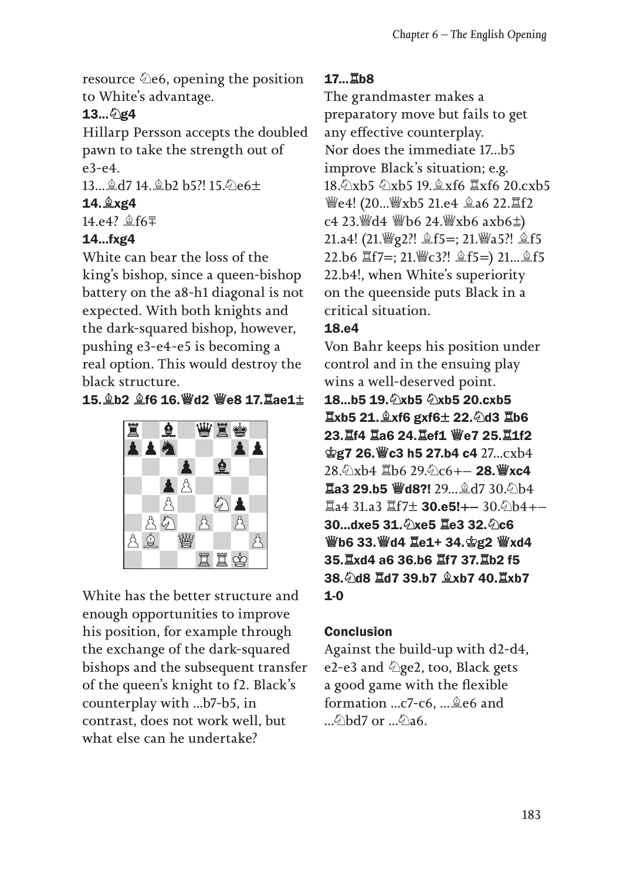resource ♘e6, opening the position to White's advantage.

**13...♘g4**

Hillarp Persson accepts the doubled pawn to take the strength out of e3-e4.

13...♗d7 14.♗b2 b5?! 15.♘e6±

**14.♗xg4**

14.e4? ♗f6∓

**14...fxg4**

White can bear the loss of the king's bishop, since a queen-bishop battery on the a8-h1 diagonal is not expected. With both knights and the dark-squared bishop, however, pushing e3-e4-e5 is becoming a real option. This would destroy the black structure.

**15.♗b2 ♗f6 16.♕d2 ♕e8 17.♖ae1±**

White has the better structure and enough opportunities to improve his position, for example through the exchange of the dark-squared bishops and the subsequent transfer of the queen's knight to f2. Black's counterplay with ...b7-b5, in contrast, does not work well, but what else can he undertake?

**17...♖b8**

The grandmaster makes a preparatory move but fails to get any effective counterplay.

Nor does the immediate 17...b5 improve Black's situation; e.g. 18.♘xb5 ♘xb5 19.♗xf6 ♖xf6 20.cxb5 ♕e4! (20...♕xb5 21.e4 ♗a6 22.♖f2 c4 23.♕d4 ♕b6 24.♕xb6 axb6±) 21.a4! (21.♕g2?! ♗f5=; 21.♕a5?! ♗f5 22.b6 ♖f7=; 21.♕c3?! ♗f5=) 21...♗f5 22.b4!, when White's superiority on the queenside puts Black in a critical situation.

**18.e4**

Von Bahr keeps his position under control and in the ensuing play wins a well-deserved point.

**18...b5 19.♘xb5 ♘xb5 20.cxb5 ♖xb5 21.♗xf6 gxf6± 22.♘d3 ♖b6 23.♖f4 ♖a6 24.♖ef1 ♕e7 25.♖1f2 ♔g7 26.♕c3 h5 27.b4 c4** 27...cxb4 28.♘xb4 ♖b6 29.♘c6+– **28.♕xc4 ♖a3 29.b5 ♕d8?!** 29...♗d7 30.♘b4 ♖a4 31.a3 ♖f7± **30.e5!+–** 30.♘b4+– **30...dxe5 31.♘xe5 ♖e3 32.♘c6 ♕b6 33.♕d4 ♖e1+ 34.♔g2 ♕xd4 35.♖xd4 a6 36.b6 ♖f7 37.♖b2 f5 38.♘d8 ♖d7 39.b7 ♗xb7 40.♖xb7 1-0**

## Conclusion

Against the build-up with d2-d4, e2-e3 and ♘ge2, too, Black gets a good game with the flexible formation ...c7-c6, ...♗e6 and ...♘bd7 or ...♘a6.